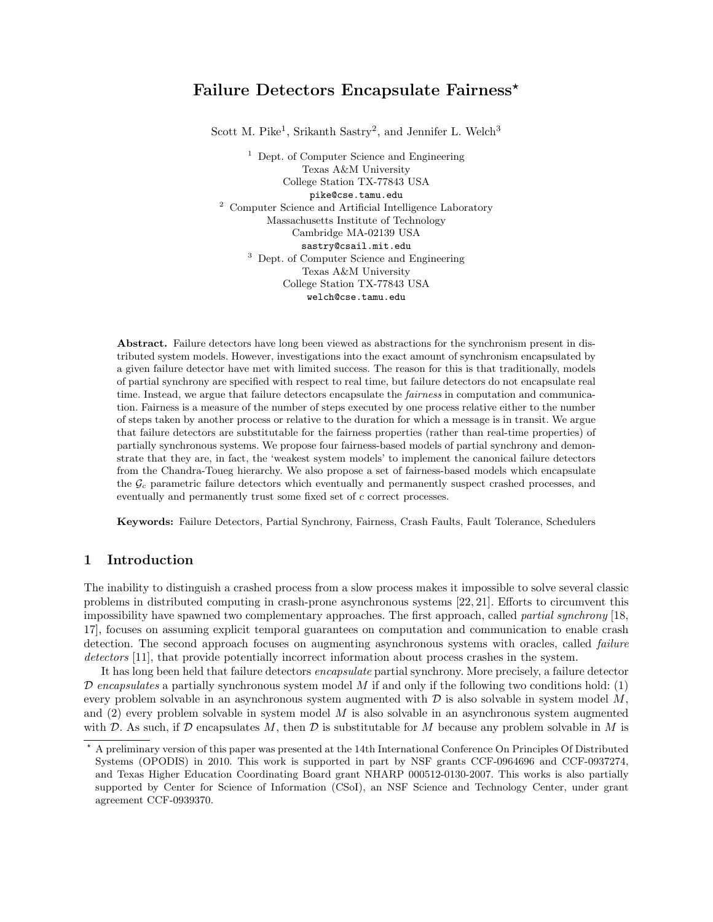# Failure Detectors Encapsulate Fairness*

Scott M. Pike[1], Srikanth Sastry[2], and Jennifer L. Welch[3]

[1] Dept. of Computer Science and Engineering
Texas A&M University
College Station TX-77843 USA
pike@cse.tamu.edu

[2] Computer Science and Artificial Intelligence Laboratory
Massachusetts Institute of Technology
Cambridge MA-02139 USA
sastry@csail.mit.edu

[3] Dept. of Computer Science and Engineering
Texas A&M University
College Station TX-77843 USA
welch@cse.tamu.edu

**Abstract.** Failure detectors have long been viewed as abstractions for the synchronism present in distributed system models. However, investigations into the exact amount of synchronism encapsulated by a given failure detector have met with limited success. The reason for this is that traditionally, models of partial synchrony are specified with respect to real time, but failure detectors do not encapsulate real time. Instead, we argue that failure detectors encapsulate the *fairness* in computation and communication. Fairness is a measure of the number of steps executed by one process relative either to the number of steps taken by another process or relative to the duration for which a message is in transit. We argue that failure detectors are substitutable for the fairness properties (rather than real-time properties) of partially synchronous systems. We propose four fairness-based models of partial synchrony and demonstrate that they are, in fact, the 'weakest system models' to implement the canonical failure detectors from the Chandra-Toueg hierarchy. We also propose a set of fairness-based models which encapsulate the $\mathcal{G}_c$ parametric failure detectors which eventually and permanently suspect crashed processes, and eventually and permanently trust some fixed set of $c$ correct processes.

**Keywords:** Failure Detectors, Partial Synchrony, Fairness, Crash Faults, Fault Tolerance, Schedulers

## 1 Introduction

The inability to distinguish a crashed process from a slow process makes it impossible to solve several classic problems in distributed computing in crash-prone asynchronous systems [22, 21]. Efforts to circumvent this impossibility have spawned two complementary approaches. The first approach, called *partial synchrony* [18, 17], focuses on assuming explicit temporal guarantees on computation and communication to enable crash detection. The second approach focuses on augmenting asynchronous systems with oracles, called *failure detectors* [11], that provide potentially incorrect information about process crashes in the system.

It has long been held that failure detectors *encapsulate* partial synchrony. More precisely, a failure detector $\mathcal{D}$ *encapsulates* a partially synchronous system model $M$ if and only if the following two conditions hold: (1) every problem solvable in an asynchronous system augmented with $\mathcal{D}$ is also solvable in system model $M$, and (2) every problem solvable in system model $M$ is also solvable in an asynchronous system augmented with $\mathcal{D}$. As such, if $\mathcal{D}$ encapsulates $M$, then $\mathcal{D}$ is substitutable for $M$ because any problem solvable in $M$ is

* A preliminary version of this paper was presented at the 14th International Conference On Principles Of Distributed Systems (OPODIS) in 2010. This work is supported in part by NSF grants CCF-0964696 and CCF-0937274, and Texas Higher Education Coordinating Board grant NHARP 000512-0130-2007. This works is also partially supported by Center for Science of Information (CSoI), an NSF Science and Technology Center, under grant agreement CCF-0939370.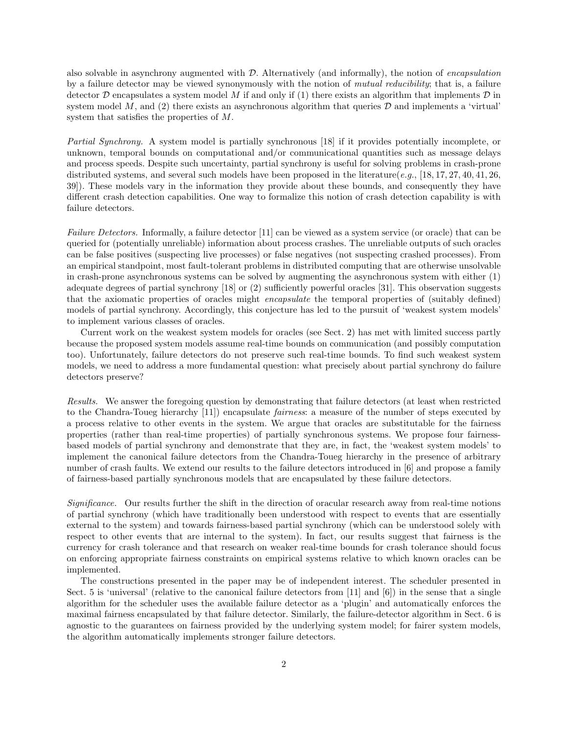also solvable in asynchrony augmented with $\mathcal{D}$. Alternatively (and informally), the notion of *encapsulation* by a failure detector may be viewed synonymously with the notion of *mutual reducibility*; that is, a failure detector $\mathcal{D}$ encapsulates a system model $M$ if and only if (1) there exists an algorithm that implements $\mathcal{D}$ in system model $M$, and (2) there exists an asynchronous algorithm that queries $\mathcal{D}$ and implements a 'virtual' system that satisfies the properties of $M$.

*Partial Synchrony.* A system model is partially synchronous [18] if it provides potentially incomplete, or unknown, temporal bounds on computational and/or communicational quantities such as message delays and process speeds. Despite such uncertainty, partial synchrony is useful for solving problems in crash-prone distributed systems, and several such models have been proposed in the literature(*e.g.*, [18, 17, 27, 40, 41, 26, 39]). These models vary in the information they provide about these bounds, and consequently they have different crash detection capabilities. One way to formalize this notion of crash detection capability is with failure detectors.

*Failure Detectors.* Informally, a failure detector [11] can be viewed as a system service (or oracle) that can be queried for (potentially unreliable) information about process crashes. The unreliable outputs of such oracles can be false positives (suspecting live processes) or false negatives (not suspecting crashed processes). From an empirical standpoint, most fault-tolerant problems in distributed computing that are otherwise unsolvable in crash-prone asynchronous systems can be solved by augmenting the asynchronous system with either (1) adequate degrees of partial synchrony [18] or (2) sufficiently powerful oracles [31]. This observation suggests that the axiomatic properties of oracles might *encapsulate* the temporal properties of (suitably defined) models of partial synchrony. Accordingly, this conjecture has led to the pursuit of 'weakest system models' to implement various classes of oracles.

Current work on the weakest system models for oracles (see Sect. 2) has met with limited success partly because the proposed system models assume real-time bounds on communication (and possibly computation too). Unfortunately, failure detectors do not preserve such real-time bounds. To find such weakest system models, we need to address a more fundamental question: what precisely about partial synchrony do failure detectors preserve?

*Results.* We answer the foregoing question by demonstrating that failure detectors (at least when restricted to the Chandra-Toueg hierarchy [11]) encapsulate *fairness*: a measure of the number of steps executed by a process relative to other events in the system. We argue that oracles are substitutable for the fairness properties (rather than real-time properties) of partially synchronous systems. We propose four fairness-based models of partial synchrony and demonstrate that they are, in fact, the 'weakest system models' to implement the canonical failure detectors from the Chandra-Toueg hierarchy in the presence of arbitrary number of crash faults. We extend our results to the failure detectors introduced in [6] and propose a family of fairness-based partially synchronous models that are encapsulated by these failure detectors.

*Significance.* Our results further the shift in the direction of oracular research away from real-time notions of partial synchrony (which have traditionally been understood with respect to events that are essentially external to the system) and towards fairness-based partial synchrony (which can be understood solely with respect to other events that are internal to the system). In fact, our results suggest that fairness is the currency for crash tolerance and that research on weaker real-time bounds for crash tolerance should focus on enforcing appropriate fairness constraints on empirical systems relative to which known oracles can be implemented.

The constructions presented in the paper may be of independent interest. The scheduler presented in Sect. 5 is 'universal' (relative to the canonical failure detectors from [11] and [6]) in the sense that a single algorithm for the scheduler uses the available failure detector as a 'plugin' and automatically enforces the maximal fairness encapsulated by that failure detector. Similarly, the failure-detector algorithm in Sect. 6 is agnostic to the guarantees on fairness provided by the underlying system model; for fairer system models, the algorithm automatically implements stronger failure detectors.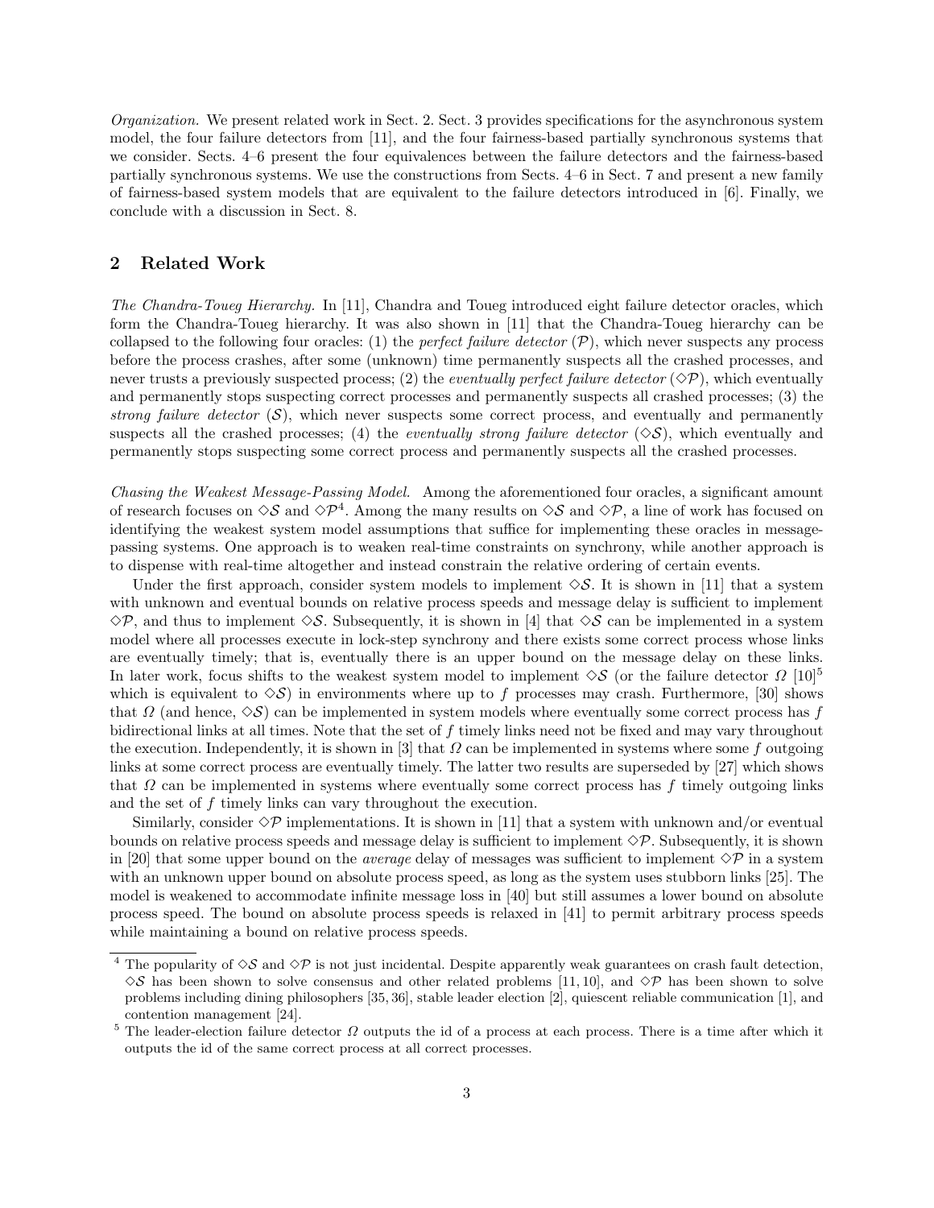*Organization.* We present related work in Sect. 2. Sect. 3 provides specifications for the asynchronous system model, the four failure detectors from [11], and the four fairness-based partially synchronous systems that we consider. Sects. 4–6 present the four equivalences between the failure detectors and the fairness-based partially synchronous systems. We use the constructions from Sects. 4–6 in Sect. 7 and present a new family of fairness-based system models that are equivalent to the failure detectors introduced in [6]. Finally, we conclude with a discussion in Sect. 8.

## 2 Related Work

*The Chandra-Toueg Hierarchy.* In [11], Chandra and Toueg introduced eight failure detector oracles, which form the Chandra-Toueg hierarchy. It was also shown in [11] that the Chandra-Toueg hierarchy can be collapsed to the following four oracles: (1) the *perfect failure detector* ($\mathcal{P}$), which never suspects any process before the process crashes, after some (unknown) time permanently suspects all the crashed processes, and never trusts a previously suspected process; (2) the *eventually perfect failure detector* ($\diamond\mathcal{P}$), which eventually and permanently stops suspecting correct processes and permanently suspects all crashed processes; (3) the *strong failure detector* ($\mathcal{S}$), which never suspects some correct process, and eventually and permanently suspects all the crashed processes; (4) the *eventually strong failure detector* ($\diamond\mathcal{S}$), which eventually and permanently stops suspecting some correct process and permanently suspects all the crashed processes.

*Chasing the Weakest Message-Passing Model.* Among the aforementioned four oracles, a significant amount of research focuses on $\diamond\mathcal{S}$ and $\diamond\mathcal{P}$[4]. Among the many results on $\diamond\mathcal{S}$ and $\diamond\mathcal{P}$, a line of work has focused on identifying the weakest system model assumptions that suffice for implementing these oracles in message-passing systems. One approach is to weaken real-time constraints on synchrony, while another approach is to dispense with real-time altogether and instead constrain the relative ordering of certain events.

Under the first approach, consider system models to implement $\diamond\mathcal{S}$. It is shown in [11] that a system with unknown and eventual bounds on relative process speeds and message delay is sufficient to implement $\diamond\mathcal{P}$, and thus to implement $\diamond\mathcal{S}$. Subsequently, it is shown in [4] that $\diamond\mathcal{S}$ can be implemented in a system model where all processes execute in lock-step synchrony and there exists some correct process whose links are eventually timely; that is, eventually there is an upper bound on the message delay on these links. In later work, focus shifts to the weakest system model to implement $\diamond\mathcal{S}$ (or the failure detector $\Omega$ [10][5] which is equivalent to $\diamond\mathcal{S}$) in environments where up to $f$ processes may crash. Furthermore, [30] shows that $\Omega$ (and hence, $\diamond\mathcal{S}$) can be implemented in system models where eventually some correct process has $f$ bidirectional links at all times. Note that the set of $f$ timely links need not be fixed and may vary throughout the execution. Independently, it is shown in [3] that $\Omega$ can be implemented in systems where some $f$ outgoing links at some correct process are eventually timely. The latter two results are superseded by [27] which shows that $\Omega$ can be implemented in systems where eventually some correct process has $f$ timely outgoing links and the set of $f$ timely links can vary throughout the execution.

Similarly, consider $\diamond\mathcal{P}$ implementations. It is shown in [11] that a system with unknown and/or eventual bounds on relative process speeds and message delay is sufficient to implement $\diamond\mathcal{P}$. Subsequently, it is shown in [20] that some upper bound on the *average* delay of messages was sufficient to implement $\diamond\mathcal{P}$ in a system with an unknown upper bound on absolute process speed, as long as the system uses stubborn links [25]. The model is weakened to accommodate infinite message loss in [40] but still assumes a lower bound on absolute process speed. The bound on absolute process speeds is relaxed in [41] to permit arbitrary process speeds while maintaining a bound on relative process speeds.

---

[4] The popularity of $\diamond\mathcal{S}$ and $\diamond\mathcal{P}$ is not just incidental. Despite apparently weak guarantees on crash fault detection, $\diamond\mathcal{S}$ has been shown to solve consensus and other related problems [11, 10], and $\diamond\mathcal{P}$ has been shown to solve problems including dining philosophers [35, 36], stable leader election [2], quiescent reliable communication [1], and contention management [24].

[5] The leader-election failure detector $\Omega$ outputs the id of a process at each process. There is a time after which it outputs the id of the same correct process at all correct processes.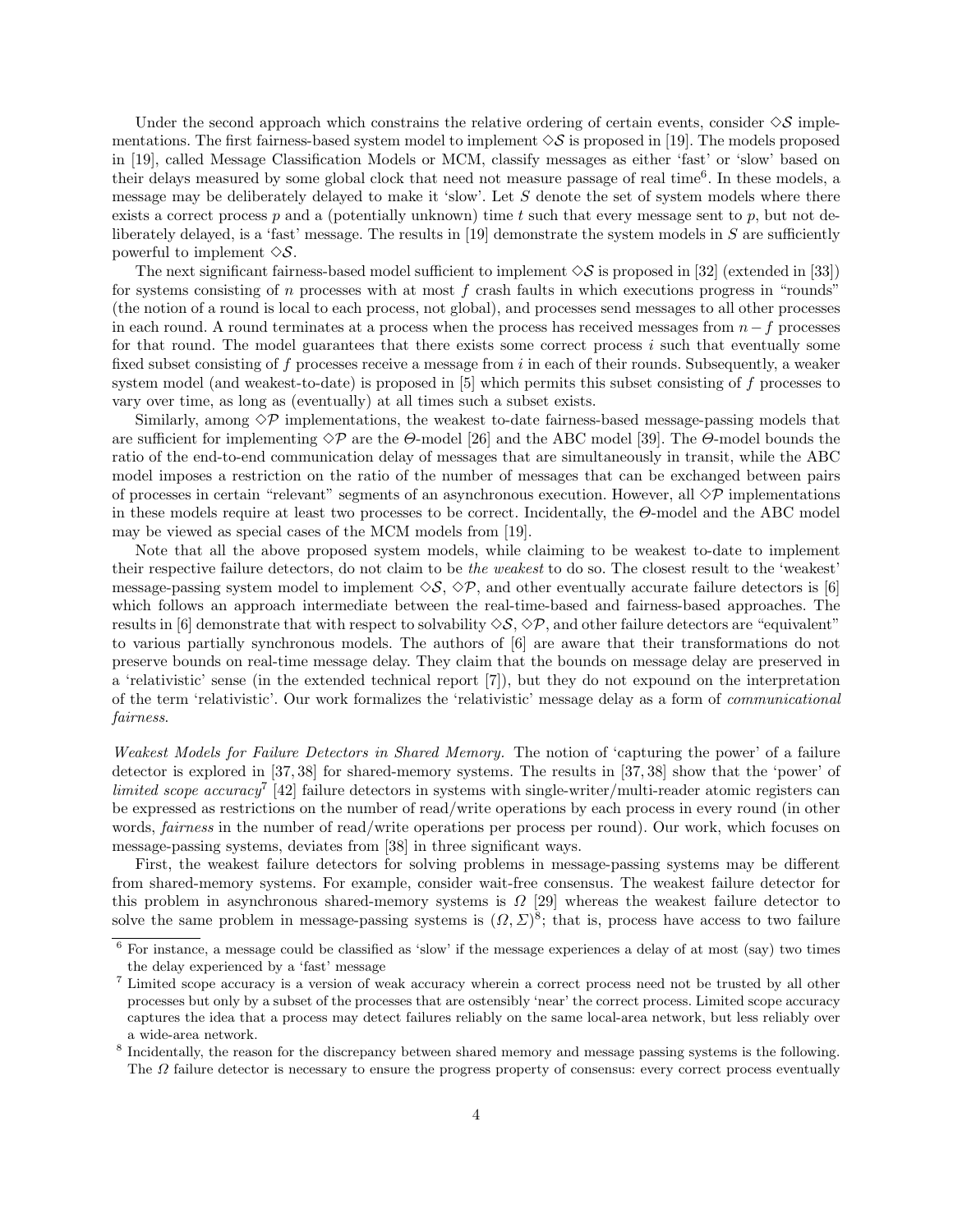Under the second approach which constrains the relative ordering of certain events, consider $\Diamond\mathcal{S}$ implementations. The first fairness-based system model to implement $\Diamond\mathcal{S}$ is proposed in [19]. The models proposed in [19], called Message Classification Models or MCM, classify messages as either 'fast' or 'slow' based on their delays measured by some global clock that need not measure passage of real time[6]. In these models, a message may be deliberately delayed to make it 'slow'. Let $S$ denote the set of system models where there exists a correct process $p$ and a (potentially unknown) time $t$ such that every message sent to $p$, but not deliberately delayed, is a 'fast' message. The results in [19] demonstrate the system models in $S$ are sufficiently powerful to implement $\Diamond\mathcal{S}$.

The next significant fairness-based model sufficient to implement $\Diamond\mathcal{S}$ is proposed in [32] (extended in [33]) for systems consisting of $n$ processes with at most $f$ crash faults in which executions progress in "rounds" (the notion of a round is local to each process, not global), and processes send messages to all other processes in each round. A round terminates at a process when the process has received messages from $n-f$ processes for that round. The model guarantees that there exists some correct process $i$ such that eventually some fixed subset consisting of $f$ processes receive a message from $i$ in each of their rounds. Subsequently, a weaker system model (and weakest-to-date) is proposed in [5] which permits this subset consisting of $f$ processes to vary over time, as long as (eventually) at all times such a subset exists.

Similarly, among $\Diamond\mathcal{P}$ implementations, the weakest to-date fairness-based message-passing models that are sufficient for implementing $\Diamond\mathcal{P}$ are the $\Theta$-model [26] and the ABC model [39]. The $\Theta$-model bounds the ratio of the end-to-end communication delay of messages that are simultaneously in transit, while the ABC model imposes a restriction on the ratio of the number of messages that can be exchanged between pairs of processes in certain "relevant" segments of an asynchronous execution. However, all $\Diamond\mathcal{P}$ implementations in these models require at least two processes to be correct. Incidentally, the $\Theta$-model and the ABC model may be viewed as special cases of the MCM models from [19].

Note that all the above proposed system models, while claiming to be weakest to-date to implement their respective failure detectors, do not claim to be *the weakest* to do so. The closest result to the 'weakest' message-passing system model to implement $\Diamond\mathcal{S}$, $\Diamond\mathcal{P}$, and other eventually accurate failure detectors is [6] which follows an approach intermediate between the real-time-based and fairness-based approaches. The results in [6] demonstrate that with respect to solvability $\Diamond\mathcal{S}$, $\Diamond\mathcal{P}$, and other failure detectors are "equivalent" to various partially synchronous models. The authors of [6] are aware that their transformations do not preserve bounds on real-time message delay. They claim that the bounds on message delay are preserved in a 'relativistic' sense (in the extended technical report [7]), but they do not expound on the interpretation of the term 'relativistic'. Our work formalizes the 'relativistic' message delay as a form of *communicational fairness*.

*Weakest Models for Failure Detectors in Shared Memory.* The notion of 'capturing the power' of a failure detector is explored in [37, 38] for shared-memory systems. The results in [37, 38] show that the 'power' of *limited scope accuracy*[7] [42] failure detectors in systems with single-writer/multi-reader atomic registers can be expressed as restrictions on the number of read/write operations by each process in every round (in other words, *fairness* in the number of read/write operations per process per round). Our work, which focuses on message-passing systems, deviates from [38] in three significant ways.

First, the weakest failure detectors for solving problems in message-passing systems may be different from shared-memory systems. For example, consider wait-free consensus. The weakest failure detector for this problem in asynchronous shared-memory systems is $\Omega$ [29] whereas the weakest failure detector to solve the same problem in message-passing systems is $(\Omega, \Sigma)$[8]; that is, process have access to two failure

[6] For instance, a message could be classified as 'slow' if the message experiences a delay of at most (say) two times the delay experienced by a 'fast' message

[7] Limited scope accuracy is a version of weak accuracy wherein a correct process need not be trusted by all other processes but only by a subset of the processes that are ostensibly 'near' the correct process. Limited scope accuracy captures the idea that a process may detect failures reliably on the same local-area network, but less reliably over a wide-area network.

[8] Incidentally, the reason for the discrepancy between shared memory and message passing systems is the following. The $\Omega$ failure detector is necessary to ensure the progress property of consensus: every correct process eventually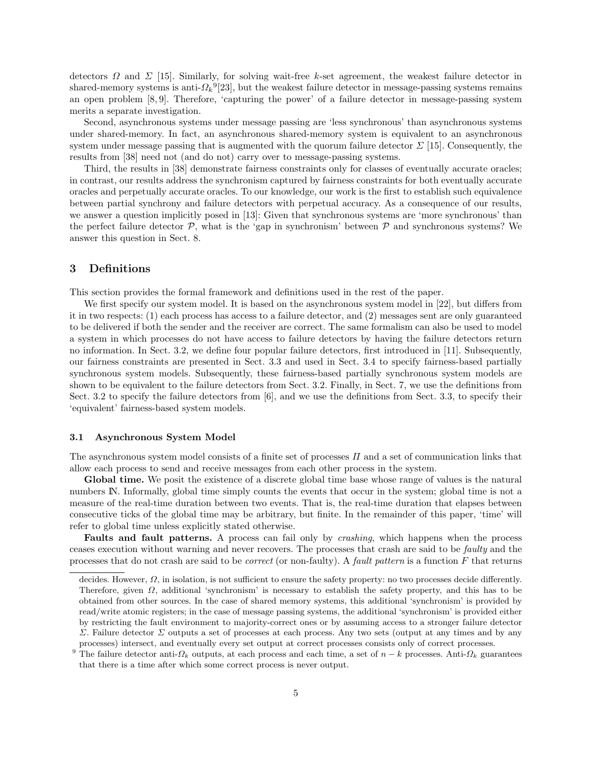detectors $\Omega$ and $\Sigma$ [15]. Similarly, for solving wait-free $k$-set agreement, the weakest failure detector in shared-memory systems is anti-$\Omega_k$[9][23], but the weakest failure detector in message-passing systems remains an open problem [8, 9]. Therefore, 'capturing the power' of a failure detector in message-passing system merits a separate investigation.

Second, asynchronous systems under message passing are 'less synchronous' than asynchronous systems under shared-memory. In fact, an asynchronous shared-memory system is equivalent to an asynchronous system under message passing that is augmented with the quorum failure detector $\Sigma$ [15]. Consequently, the results from [38] need not (and do not) carry over to message-passing systems.

Third, the results in [38] demonstrate fairness constraints only for classes of eventually accurate oracles; in contrast, our results address the synchronism captured by fairness constraints for both eventually accurate oracles and perpetually accurate oracles. To our knowledge, our work is the first to establish such equivalence between partial synchrony and failure detectors with perpetual accuracy. As a consequence of our results, we answer a question implicitly posed in [13]: Given that synchronous systems are 'more synchronous' than the perfect failure detector $\mathcal{P}$, what is the 'gap in synchronism' between $\mathcal{P}$ and synchronous systems? We answer this question in Sect. 8.

## 3 Definitions

This section provides the formal framework and definitions used in the rest of the paper.

We first specify our system model. It is based on the asynchronous system model in [22], but differs from it in two respects: (1) each process has access to a failure detector, and (2) messages sent are only guaranteed to be delivered if both the sender and the receiver are correct. The same formalism can also be used to model a system in which processes do not have access to failure detectors by having the failure detectors return no information. In Sect. 3.2, we define four popular failure detectors, first introduced in [11]. Subsequently, our fairness constraints are presented in Sect. 3.3 and used in Sect. 3.4 to specify fairness-based partially synchronous system models. Subsequently, these fairness-based partially synchronous system models are shown to be equivalent to the failure detectors from Sect. 3.2. Finally, in Sect. 7, we use the definitions from Sect. 3.2 to specify the failure detectors from [6], and we use the definitions from Sect. 3.3, to specify their 'equivalent' fairness-based system models.

### 3.1 Asynchronous System Model

The asynchronous system model consists of a finite set of processes $\Pi$ and a set of communication links that allow each process to send and receive messages from each other process in the system.

**Global time.** We posit the existence of a discrete global time base whose range of values is the natural numbers $\mathbb{N}$. Informally, global time simply counts the events that occur in the system; global time is not a measure of the real-time duration between two events. That is, the real-time duration that elapses between consecutive ticks of the global time may be arbitrary, but finite. In the remainder of this paper, 'time' will refer to global time unless explicitly stated otherwise.

**Faults and fault patterns.** A process can fail only by *crashing*, which happens when the process ceases execution without warning and never recovers. The processes that crash are said to be *faulty* and the processes that do not crash are said to be *correct* (or non-faulty). A *fault pattern* is a function $F$ that returns

decides. However, $\Omega$, in isolation, is not sufficient to ensure the safety property: no two processes decide differently. Therefore, given $\Omega$, additional 'synchronism' is necessary to establish the safety property, and this has to be obtained from other sources. In the case of shared memory systems, this additional 'synchronism' is provided by read/write atomic registers; in the case of message passing systems, the additional 'synchronism' is provided either by restricting the fault environment to majority-correct ones or by assuming access to a stronger failure detector $\Sigma$. Failure detector $\Sigma$ outputs a set of processes at each process. Any two sets (output at any times and by any processes) intersect, and eventually every set output at correct processes consists only of correct processes.

[9] The failure detector anti-$\Omega_k$ outputs, at each process and each time, a set of $n-k$ processes. Anti-$\Omega_k$ guarantees that there is a time after which some correct process is never output.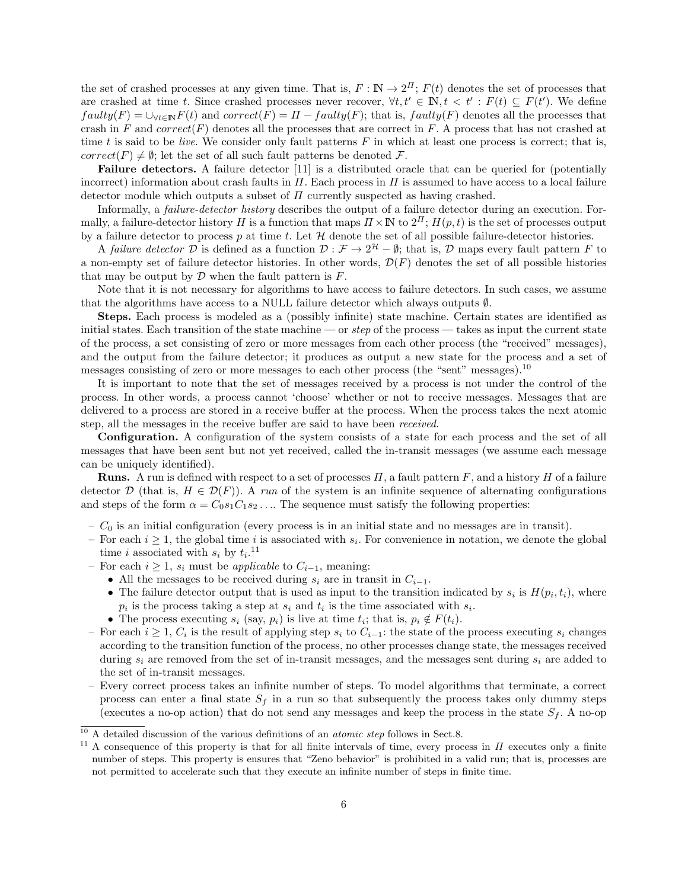the set of crashed processes at any given time. That is, $F : \mathbb{N} \rightarrow 2^{\Pi}$; $F(t)$ denotes the set of processes that are crashed at time $t$. Since crashed processes never recover, $\forall t, t' \in \mathbb{N}, t < t' : F(t) \subseteq F(t')$. We define $faulty(F) = \cup_{\forall t \in \mathbb{N}} F(t)$ and $correct(F) = \Pi - faulty(F)$; that is, $faulty(F)$ denotes all the processes that crash in $F$ and $correct(F)$ denotes all the processes that are correct in $F$. A process that has not crashed at time $t$ is said to be *live*. We consider only fault patterns $F$ in which at least one process is correct; that is, $correct(F) \neq \emptyset$; let the set of all such fault patterns be denoted $\mathcal{F}$.

**Failure detectors.** A failure detector [11] is a distributed oracle that can be queried for (potentially incorrect) information about crash faults in $\Pi$. Each process in $\Pi$ is assumed to have access to a local failure detector module which outputs a subset of $\Pi$ currently suspected as having crashed.

Informally, a *failure-detector history* describes the output of a failure detector during an execution. Formally, a failure-detector history $H$ is a function that maps $\Pi \times \mathbb{N}$ to $2^{\Pi}$; $H(p, t)$ is the set of processes output by a failure detector to process $p$ at time $t$. Let $\mathcal{H}$ denote the set of all possible failure-detector histories.

A *failure detector* $\mathcal{D}$ is defined as a function $\mathcal{D} : \mathcal{F} \rightarrow 2^{\mathcal{H}} - \emptyset$; that is, $\mathcal{D}$ maps every fault pattern $F$ to a non-empty set of failure detector histories. In other words, $\mathcal{D}(F)$ denotes the set of all possible histories that may be output by $\mathcal{D}$ when the fault pattern is $F$.

Note that it is not necessary for algorithms to have access to failure detectors. In such cases, we assume that the algorithms have access to a NULL failure detector which always outputs $\emptyset$.

**Steps.** Each process is modeled as a (possibly infinite) state machine. Certain states are identified as initial states. Each transition of the state machine — or *step* of the process — takes as input the current state of the process, a set consisting of zero or more messages from each other process (the "received" messages), and the output from the failure detector; it produces as output a new state for the process and a set of messages consisting of zero or more messages to each other process (the "sent" messages).[10]

It is important to note that the set of messages received by a process is not under the control of the process. In other words, a process cannot 'choose' whether or not to receive messages. Messages that are delivered to a process are stored in a receive buffer at the process. When the process takes the next atomic step, all the messages in the receive buffer are said to have been *received*.

**Configuration.** A configuration of the system consists of a state for each process and the set of all messages that have been sent but not yet received, called the in-transit messages (we assume each message can be uniquely identified).

**Runs.** A run is defined with respect to a set of processes $\Pi$, a fault pattern $F$, and a history $H$ of a failure detector $\mathcal{D}$ (that is, $H \in \mathcal{D}(F)$). A *run* of the system is an infinite sequence of alternating configurations and steps of the form $\alpha = C_0 s_1 C_1 s_2 \ldots$. The sequence must satisfy the following properties:

- $C_0$ is an initial configuration (every process is in an initial state and no messages are in transit).
- For each $i \geq 1$, the global time $i$ is associated with $s_i$. For convenience in notation, we denote the global time $i$ associated with $s_i$ by $t_i$.[11]
- For each $i \geq 1$, $s_i$ must be *applicable* to $C_{i-1}$, meaning:
  - All the messages to be received during $s_i$ are in transit in $C_{i-1}$.
  - The failure detector output that is used as input to the transition indicated by $s_i$ is $H(p_i, t_i)$, where $p_i$ is the process taking a step at $s_i$ and $t_i$ is the time associated with $s_i$.
  - The process executing $s_i$ (say, $p_i$) is live at time $t_i$; that is, $p_i \notin F(t_i)$.
- For each $i \geq 1$, $C_i$ is the result of applying step $s_i$ to $C_{i-1}$: the state of the process executing $s_i$ changes according to the transition function of the process, no other processes change state, the messages received during $s_i$ are removed from the set of in-transit messages, and the messages sent during $s_i$ are added to the set of in-transit messages.
- Every correct process takes an infinite number of steps. To model algorithms that terminate, a correct process can enter a final state $S_f$ in a run so that subsequently the process takes only dummy steps (executes a no-op action) that do not send any messages and keep the process in the state $S_f$. A no-op

[10] A detailed discussion of the various definitions of an *atomic step* follows in Sect.8.

[11] A consequence of this property is that for all finite intervals of time, every process in $\Pi$ executes only a finite number of steps. This property is ensures that "Zeno behavior" is prohibited in a valid run; that is, processes are not permitted to accelerate such that they execute an infinite number of steps in finite time.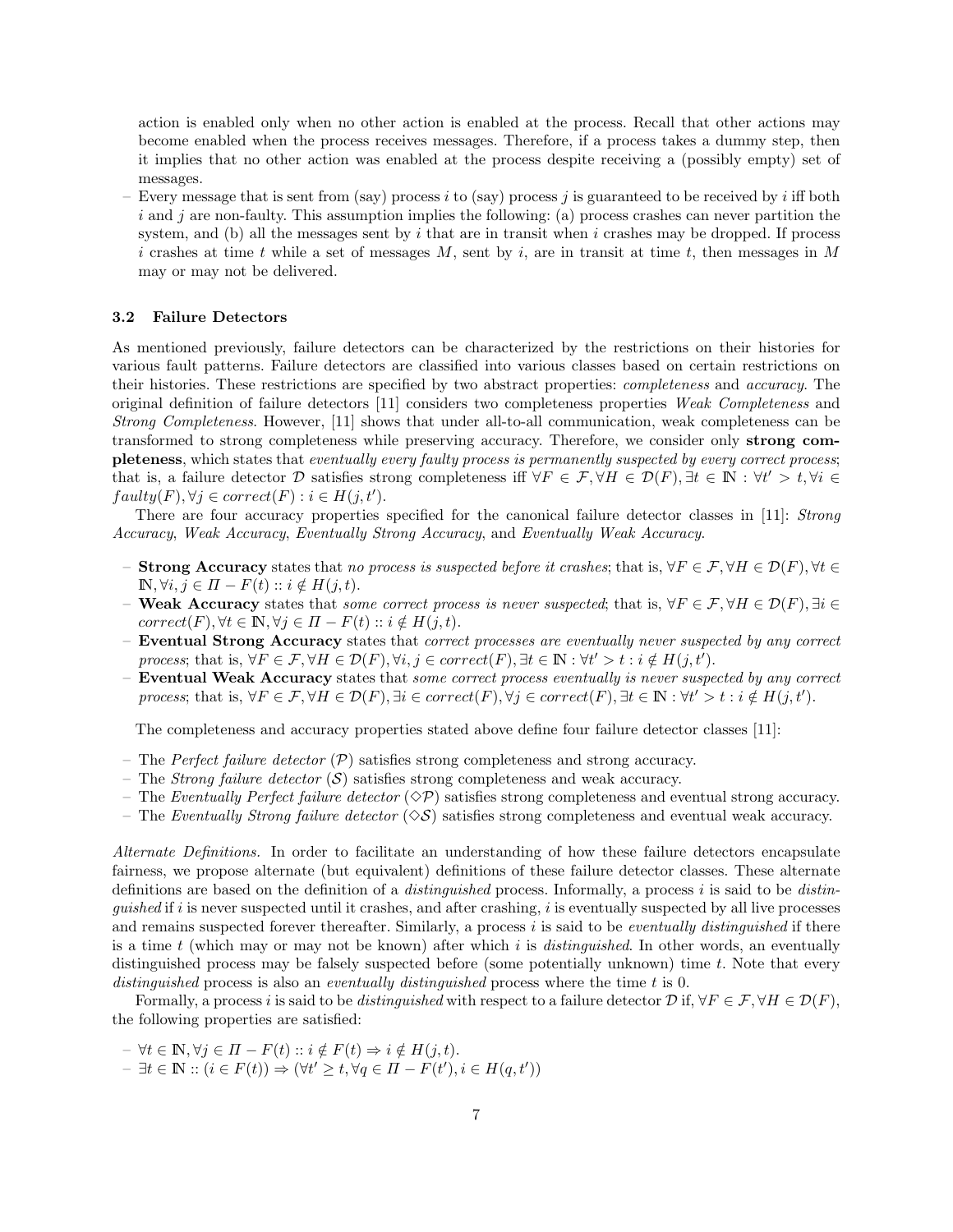action is enabled only when no other action is enabled at the process. Recall that other actions may become enabled when the process receives messages. Therefore, if a process takes a dummy step, then it implies that no other action was enabled at the process despite receiving a (possibly empty) set of messages.

- Every message that is sent from (say) process $i$ to (say) process $j$ is guaranteed to be received by $i$ iff both $i$ and $j$ are non-faulty. This assumption implies the following: (a) process crashes can never partition the system, and (b) all the messages sent by $i$ that are in transit when $i$ crashes may be dropped. If process $i$ crashes at time $t$ while a set of messages $M$, sent by $i$, are in transit at time $t$, then messages in $M$ may or may not be delivered.

### 3.2 Failure Detectors

As mentioned previously, failure detectors can be characterized by the restrictions on their histories for various fault patterns. Failure detectors are classified into various classes based on certain restrictions on their histories. These restrictions are specified by two abstract properties: *completeness* and *accuracy*. The original definition of failure detectors [11] considers two completeness properties *Weak Completeness* and *Strong Completeness*. However, [11] shows that under all-to-all communication, weak completeness can be transformed to strong completeness while preserving accuracy. Therefore, we consider only **strong completeness**, which states that *eventually every faulty process is permanently suspected by every correct process*; that is, a failure detector $\mathcal{D}$ satisfies strong completeness iff $\forall F \in \mathcal{F}, \forall H \in \mathcal{D}(F), \exists t \in \mathbb{N} : \forall t' > t, \forall i \in faulty(F), \forall j \in correct(F) : i \in H(j, t')$.

There are four accuracy properties specified for the canonical failure detector classes in [11]: *Strong Accuracy*, *Weak Accuracy*, *Eventually Strong Accuracy*, and *Eventually Weak Accuracy*.

- **Strong Accuracy** states that *no process is suspected before it crashes*; that is, $\forall F \in \mathcal{F}, \forall H \in \mathcal{D}(F), \forall t \in \mathbb{N}, \forall i, j \in \Pi - F(t) :: i \notin H(j, t)$.
- **Weak Accuracy** states that *some correct process is never suspected*; that is, $\forall F \in \mathcal{F}, \forall H \in \mathcal{D}(F), \exists i \in correct(F), \forall t \in \mathbb{N}, \forall j \in \Pi - F(t) :: i \notin H(j, t)$.
- **Eventual Strong Accuracy** states that *correct processes are eventually never suspected by any correct process*; that is, $\forall F \in \mathcal{F}, \forall H \in \mathcal{D}(F), \forall i, j \in correct(F), \exists t \in \mathbb{N} : \forall t' > t : i \notin H(j, t')$.
- **Eventual Weak Accuracy** states that *some correct process eventually is never suspected by any correct process*; that is, $\forall F \in \mathcal{F}, \forall H \in \mathcal{D}(F), \exists i \in correct(F), \forall j \in correct(F), \exists t \in \mathbb{N} : \forall t' > t : i \notin H(j, t')$.

The completeness and accuracy properties stated above define four failure detector classes [11]:

- The *Perfect failure detector* ($\mathcal{P}$) satisfies strong completeness and strong accuracy.
- The *Strong failure detector* ($\mathcal{S}$) satisfies strong completeness and weak accuracy.
- The *Eventually Perfect failure detector* ($\Diamond\mathcal{P}$) satisfies strong completeness and eventual strong accuracy.
- The *Eventually Strong failure detector* ($\Diamond\mathcal{S}$) satisfies strong completeness and eventual weak accuracy.

*Alternate Definitions.* In order to facilitate an understanding of how these failure detectors encapsulate fairness, we propose alternate (but equivalent) definitions of these failure detector classes. These alternate definitions are based on the definition of a *distinguished* process. Informally, a process $i$ is said to be *distinguished* if $i$ is never suspected until it crashes, and after crashing, $i$ is eventually suspected by all live processes and remains suspected forever thereafter. Similarly, a process $i$ is said to be *eventually distinguished* if there is a time $t$ (which may or may not be known) after which $i$ is *distinguished*. In other words, an eventually distinguished process may be falsely suspected before (some potentially unknown) time $t$. Note that every *distinguished* process is also an *eventually distinguished* process where the time $t$ is 0.

Formally, a process $i$ is said to be *distinguished* with respect to a failure detector $\mathcal{D}$ if, $\forall F \in \mathcal{F}, \forall H \in \mathcal{D}(F)$, the following properties are satisfied:

- $\forall t \in \mathbb{N}, \forall j \in \Pi - F(t) :: i \notin F(t) \Rightarrow i \notin H(j, t)$.
- $\exists t \in \mathbb{N} :: (i \in F(t)) \Rightarrow (\forall t' \geq t, \forall q \in \Pi - F(t'), i \in H(q, t'))$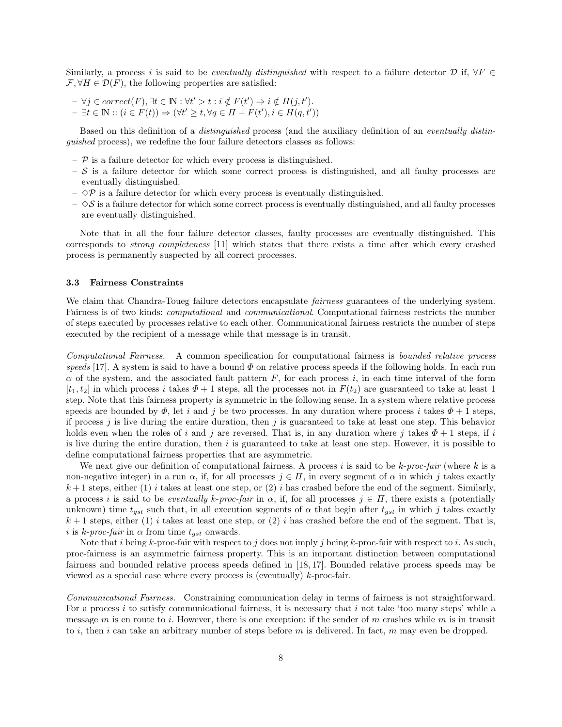Similarly, a process $i$ is said to be *eventually distinguished* with respect to a failure detector $\mathcal{D}$ if, $\forall F \in \mathcal{F}, \forall H \in \mathcal{D}(F)$, the following properties are satisfied:

- $\forall j \in correct(F), \exists t \in \mathbb{N} : \forall t' > t : i \notin F(t') \Rightarrow i \notin H(j, t')$.
- $\exists t \in \mathbb{N} :: (i \in F(t)) \Rightarrow (\forall t' \geq t, \forall q \in \Pi - F(t'), i \in H(q, t'))$

Based on this definition of a *distinguished* process (and the auxiliary definition of an *eventually distinguished* process), we redefine the four failure detectors classes as follows:

- $\mathcal{P}$ is a failure detector for which every process is distinguished.
- $\mathcal{S}$ is a failure detector for which some correct process is distinguished, and all faulty processes are eventually distinguished.
- $\diamond\mathcal{P}$ is a failure detector for which every process is eventually distinguished.
- $\diamond\mathcal{S}$ is a failure detector for which some correct process is eventually distinguished, and all faulty processes are eventually distinguished.

Note that in all the four failure detector classes, faulty processes are eventually distinguished. This corresponds to *strong completeness* [11] which states that there exists a time after which every crashed process is permanently suspected by all correct processes.

### 3.3 Fairness Constraints

We claim that Chandra-Toueg failure detectors encapsulate *fairness* guarantees of the underlying system. Fairness is of two kinds: *computational* and *communicational*. Computational fairness restricts the number of steps executed by processes relative to each other. Communicational fairness restricts the number of steps executed by the recipient of a message while that message is in transit.

*Computational Fairness.* A common specification for computational fairness is *bounded relative process speeds* [17]. A system is said to have a bound $\Phi$ on relative process speeds if the following holds. In each run $\alpha$ of the system, and the associated fault pattern $F$, for each process $i$, in each time interval of the form $[t_1, t_2]$ in which process $i$ takes $\Phi + 1$ steps, all the processes not in $F(t_2)$ are guaranteed to take at least 1 step. Note that this fairness property is symmetric in the following sense. In a system where relative process speeds are bounded by $\Phi$, let $i$ and $j$ be two processes. In any duration where process $i$ takes $\Phi + 1$ steps, if process $j$ is live during the entire duration, then $j$ is guaranteed to take at least one step. This behavior holds even when the roles of $i$ and $j$ are reversed. That is, in any duration where $j$ takes $\Phi + 1$ steps, if $i$ is live during the entire duration, then $i$ is guaranteed to take at least one step. However, it is possible to define computational fairness properties that are asymmetric.

We next give our definition of computational fairness. A process $i$ is said to be *k-proc-fair* (where $k$ is a non-negative integer) in a run $\alpha$, if, for all processes $j \in \Pi$, in every segment of $\alpha$ in which $j$ takes exactly $k+1$ steps, either (1) $i$ takes at least one step, or (2) $i$ has crashed before the end of the segment. Similarly, a process $i$ is said to be *eventually k-proc-fair* in $\alpha$, if, for all processes $j \in \Pi$, there exists a (potentially unknown) time $t_{gst}$ such that, in all execution segments of $\alpha$ that begin after $t_{gst}$ in which $j$ takes exactly $k+1$ steps, either (1) $i$ takes at least one step, or (2) $i$ has crashed before the end of the segment. That is, $i$ is *k-proc-fair* in $\alpha$ from time $t_{gst}$ onwards.

Note that $i$ being $k$-proc-fair with respect to $j$ does not imply $j$ being $k$-proc-fair with respect to $i$. As such, proc-fairness is an asymmetric fairness property. This is an important distinction between computational fairness and bounded relative process speeds defined in [18, 17]. Bounded relative process speeds may be viewed as a special case where every process is (eventually) $k$-proc-fair.

*Communicational Fairness.* Constraining communication delay in terms of fairness is not straightforward. For a process $i$ to satisfy communicational fairness, it is necessary that $i$ not take 'too many steps' while a message $m$ is en route to $i$. However, there is one exception: if the sender of $m$ crashes while $m$ is in transit to $i$, then $i$ can take an arbitrary number of steps before $m$ is delivered. In fact, $m$ may even be dropped.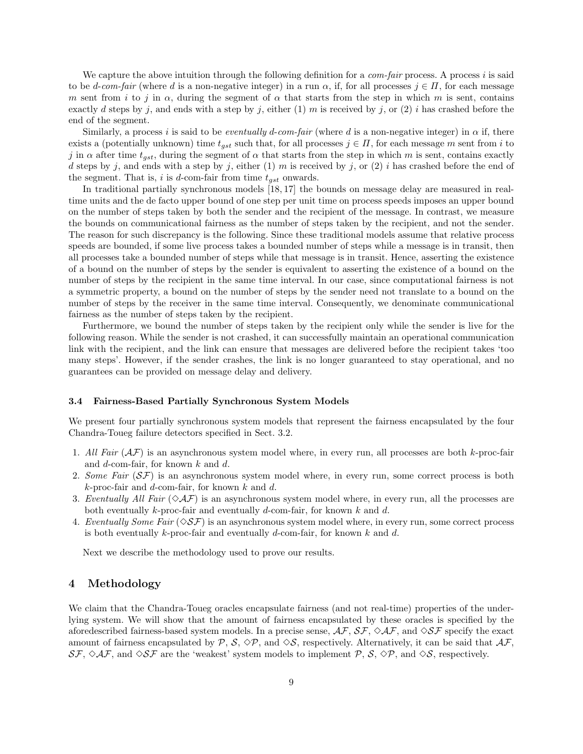We capture the above intuition through the following definition for a *com-fair* process. A process $i$ is said to be *d-com-fair* (where $d$ is a non-negative integer) in a run $\alpha$, if, for all processes $j \in \Pi$, for each message $m$ sent from $i$ to $j$ in $\alpha$, during the segment of $\alpha$ that starts from the step in which $m$ is sent, contains exactly $d$ steps by $j$, and ends with a step by $j$, either (1) $m$ is received by $j$, or (2) $i$ has crashed before the end of the segment.

Similarly, a process $i$ is said to be *eventually d-com-fair* (where $d$ is a non-negative integer) in $\alpha$ if, there exists a (potentially unknown) time $t_{gst}$ such that, for all processes $j \in \Pi$, for each message $m$ sent from $i$ to $j$ in $\alpha$ after time $t_{gst}$, during the segment of $\alpha$ that starts from the step in which $m$ is sent, contains exactly $d$ steps by $j$, and ends with a step by $j$, either (1) $m$ is received by $j$, or (2) $i$ has crashed before the end of the segment. That is, $i$ is $d$-com-fair from time $t_{gst}$ onwards.

In traditional partially synchronous models [18, 17] the bounds on message delay are measured in real-time units and the de facto upper bound of one step per unit time on process speeds imposes an upper bound on the number of steps taken by both the sender and the recipient of the message. In contrast, we measure the bounds on communicational fairness as the number of steps taken by the recipient, and not the sender. The reason for such discrepancy is the following. Since these traditional models assume that relative process speeds are bounded, if some live process takes a bounded number of steps while a message is in transit, then all processes take a bounded number of steps while that message is in transit. Hence, asserting the existence of a bound on the number of steps by the sender is equivalent to asserting the existence of a bound on the number of steps by the recipient in the same time interval. In our case, since computational fairness is not a symmetric property, a bound on the number of steps by the sender need not translate to a bound on the number of steps by the receiver in the same time interval. Consequently, we denominate communicational fairness as the number of steps taken by the recipient.

Furthermore, we bound the number of steps taken by the recipient only while the sender is live for the following reason. While the sender is not crashed, it can successfully maintain an operational communication link with the recipient, and the link can ensure that messages are delivered before the recipient takes 'too many steps'. However, if the sender crashes, the link is no longer guaranteed to stay operational, and no guarantees can be provided on message delay and delivery.

### 3.4 Fairness-Based Partially Synchronous System Models

We present four partially synchronous system models that represent the fairness encapsulated by the four Chandra-Toueg failure detectors specified in Sect. 3.2.

1. *All Fair* ($\mathcal{AF}$) is an asynchronous system model where, in every run, all processes are both $k$-proc-fair and $d$-com-fair, for known $k$ and $d$.
2. *Some Fair* ($\mathcal{SF}$) is an asynchronous system model where, in every run, some correct process is both $k$-proc-fair and $d$-com-fair, for known $k$ and $d$.
3. *Eventually All Fair* ($\diamond\mathcal{AF}$) is an asynchronous system model where, in every run, all the processes are both eventually $k$-proc-fair and eventually $d$-com-fair, for known $k$ and $d$.
4. *Eventually Some Fair* ($\diamond\mathcal{SF}$) is an asynchronous system model where, in every run, some correct process is both eventually $k$-proc-fair and eventually $d$-com-fair, for known $k$ and $d$.

Next we describe the methodology used to prove our results.

## 4 Methodology

We claim that the Chandra-Toueg oracles encapsulate fairness (and not real-time) properties of the underlying system. We will show that the amount of fairness encapsulated by these oracles is specified by the aforedescribed fairness-based system models. In a precise sense, $\mathcal{AF}$, $\mathcal{SF}$, $\diamond\mathcal{AF}$, and $\diamond\mathcal{SF}$ specify the exact amount of fairness encapsulated by $\mathcal{P}$, $\mathcal{S}$, $\diamond\mathcal{P}$, and $\diamond\mathcal{S}$, respectively. Alternatively, it can be said that $\mathcal{AF}$, $\mathcal{SF}$, $\diamond\mathcal{AF}$, and $\diamond\mathcal{SF}$ are the 'weakest' system models to implement $\mathcal{P}$, $\mathcal{S}$, $\diamond\mathcal{P}$, and $\diamond\mathcal{S}$, respectively.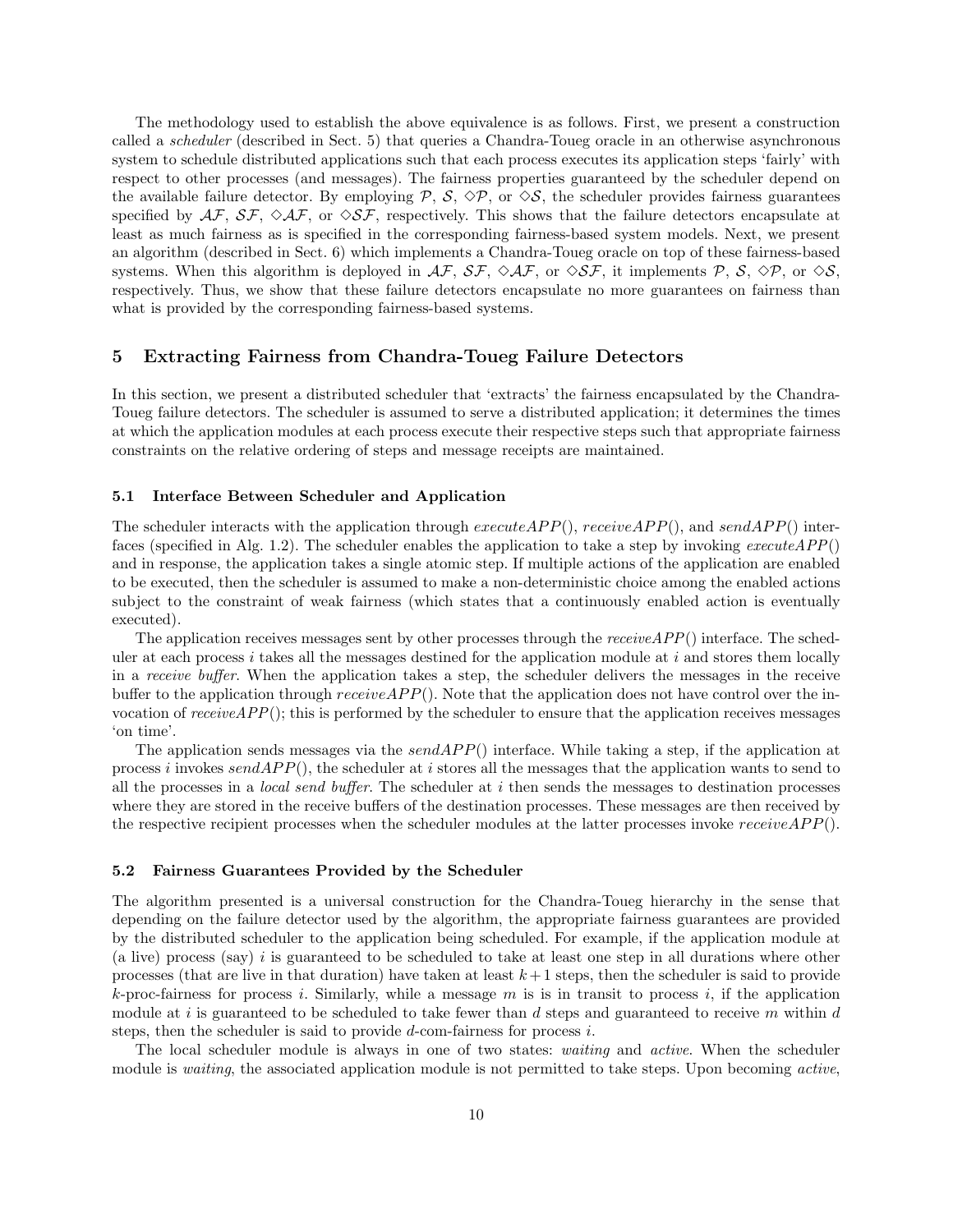The methodology used to establish the above equivalence is as follows. First, we present a construction called a *scheduler* (described in Sect. 5) that queries a Chandra-Toueg oracle in an otherwise asynchronous system to schedule distributed applications such that each process executes its application steps 'fairly' with respect to other processes (and messages). The fairness properties guaranteed by the scheduler depend on the available failure detector. By employing $\mathcal{P}$, $\mathcal{S}$, $\diamond\mathcal{P}$, or $\diamond\mathcal{S}$, the scheduler provides fairness guarantees specified by $\mathcal{AF}$, $\mathcal{SF}$, $\diamond\mathcal{AF}$, or $\diamond\mathcal{SF}$, respectively. This shows that the failure detectors encapsulate at least as much fairness as is specified in the corresponding fairness-based system models. Next, we present an algorithm (described in Sect. 6) which implements a Chandra-Toueg oracle on top of these fairness-based systems. When this algorithm is deployed in $\mathcal{AF}$, $\mathcal{SF}$, $\diamond\mathcal{AF}$, or $\diamond\mathcal{SF}$, it implements $\mathcal{P}$, $\mathcal{S}$, $\diamond\mathcal{P}$, or $\diamond\mathcal{S}$, respectively. Thus, we show that these failure detectors encapsulate no more guarantees on fairness than what is provided by the corresponding fairness-based systems.

## 5 Extracting Fairness from Chandra-Toueg Failure Detectors

In this section, we present a distributed scheduler that 'extracts' the fairness encapsulated by the Chandra-Toueg failure detectors. The scheduler is assumed to serve a distributed application; it determines the times at which the application modules at each process execute their respective steps such that appropriate fairness constraints on the relative ordering of steps and message receipts are maintained.

### 5.1 Interface Between Scheduler and Application

The scheduler interacts with the application through *executeAPP*(), *receiveAPP*(), and *sendAPP*() interfaces (specified in Alg. 1.2). The scheduler enables the application to take a step by invoking *executeAPP*() and in response, the application takes a single atomic step. If multiple actions of the application are enabled to be executed, then the scheduler is assumed to make a non-deterministic choice among the enabled actions subject to the constraint of weak fairness (which states that a continuously enabled action is eventually executed).

The application receives messages sent by other processes through the *receiveAPP*() interface. The scheduler at each process $i$ takes all the messages destined for the application module at $i$ and stores them locally in a *receive buffer*. When the application takes a step, the scheduler delivers the messages in the receive buffer to the application through *receiveAPP*(). Note that the application does not have control over the invocation of *receiveAPP*(); this is performed by the scheduler to ensure that the application receives messages 'on time'.

The application sends messages via the *sendAPP*() interface. While taking a step, if the application at process $i$ invokes *sendAPP*(), the scheduler at $i$ stores all the messages that the application wants to send to all the processes in a *local send buffer*. The scheduler at $i$ then sends the messages to destination processes where they are stored in the receive buffers of the destination processes. These messages are then received by the respective recipient processes when the scheduler modules at the latter processes invoke *receiveAPP*().

### 5.2 Fairness Guarantees Provided by the Scheduler

The algorithm presented is a universal construction for the Chandra-Toueg hierarchy in the sense that depending on the failure detector used by the algorithm, the appropriate fairness guarantees are provided by the distributed scheduler to the application being scheduled. For example, if the application module at (a live) process (say) $i$ is guaranteed to be scheduled to take at least one step in all durations where other processes (that are live in that duration) have taken at least $k+1$ steps, then the scheduler is said to provide $k$-proc-fairness for process $i$. Similarly, while a message $m$ is is in transit to process $i$, if the application module at $i$ is guaranteed to be scheduled to take fewer than $d$ steps and guaranteed to receive $m$ within $d$ steps, then the scheduler is said to provide $d$-com-fairness for process $i$.

The local scheduler module is always in one of two states: *waiting* and *active*. When the scheduler module is *waiting*, the associated application module is not permitted to take steps. Upon becoming *active*,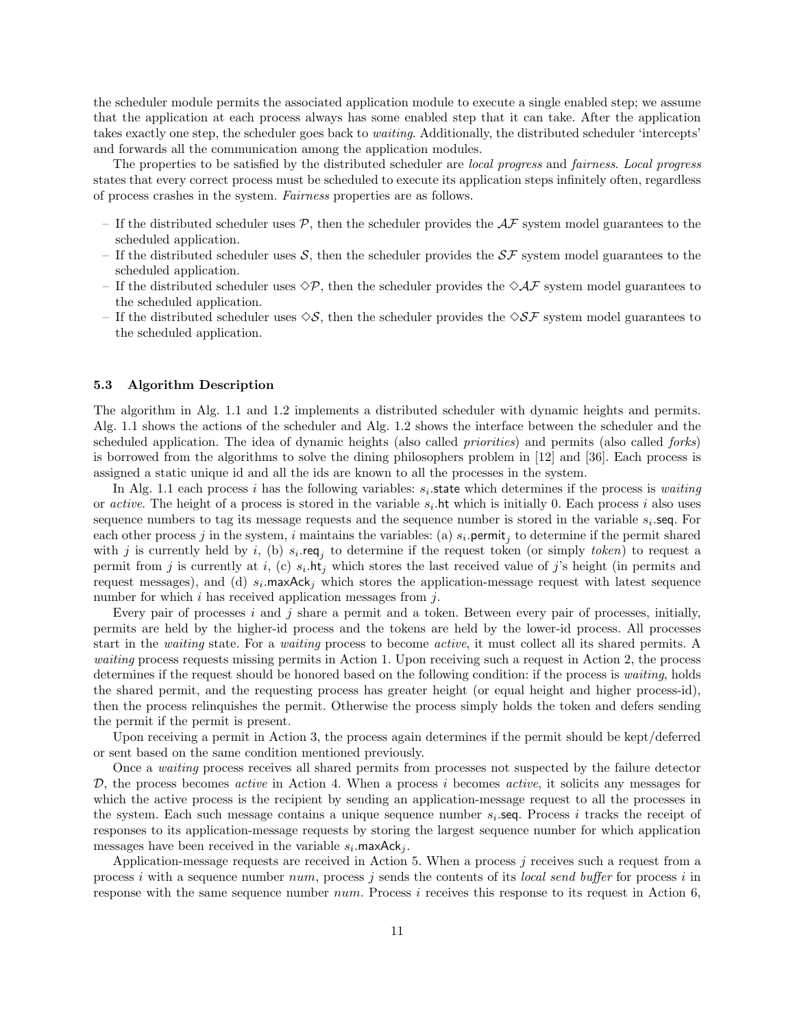the scheduler module permits the associated application module to execute a single enabled step; we assume that the application at each process always has some enabled step that it can take. After the application takes exactly one step, the scheduler goes back to *waiting*. Additionally, the distributed scheduler 'intercepts' and forwards all the communication among the application modules.

The properties to be satisfied by the distributed scheduler are *local progress* and *fairness*. *Local progress* states that every correct process must be scheduled to execute its application steps infinitely often, regardless of process crashes in the system. *Fairness* properties are as follows.

- If the distributed scheduler uses $\mathcal{P}$, then the scheduler provides the $\mathcal{AF}$ system model guarantees to the scheduled application.
- If the distributed scheduler uses $\mathcal{S}$, then the scheduler provides the $\mathcal{SF}$ system model guarantees to the scheduled application.
- If the distributed scheduler uses $\Diamond\mathcal{P}$, then the scheduler provides the $\Diamond\mathcal{AF}$ system model guarantees to the scheduled application.
- If the distributed scheduler uses $\Diamond\mathcal{S}$, then the scheduler provides the $\Diamond\mathcal{SF}$ system model guarantees to the scheduled application.

### 5.3 Algorithm Description

The algorithm in Alg. 1.1 and 1.2 implements a distributed scheduler with dynamic heights and permits. Alg. 1.1 shows the actions of the scheduler and Alg. 1.2 shows the interface between the scheduler and the scheduled application. The idea of dynamic heights (also called *priorities*) and permits (also called *forks*) is borrowed from the algorithms to solve the dining philosophers problem in [12] and [36]. Each process is assigned a static unique id and all the ids are known to all the processes in the system.

In Alg. 1.1 each process $i$ has the following variables: $s_i.\mathsf{state}$ which determines if the process is *waiting* or *active*. The height of a process is stored in the variable $s_i.\mathsf{ht}$ which is initially 0. Each process $i$ also uses sequence numbers to tag its message requests and the sequence number is stored in the variable $s_i.\mathsf{seq}$. For each other process $j$ in the system, $i$ maintains the variables: (a) $s_i.\mathsf{permit}_j$ to determine if the permit shared with $j$ is currently held by $i$, (b) $s_i.\mathsf{req}_j$ to determine if the request token (or simply *token*) to request a permit from $j$ is currently at $i$, (c) $s_i.\mathsf{ht}_j$ which stores the last received value of $j$'s height (in permits and request messages), and (d) $s_i.\mathsf{maxAck}_j$ which stores the application-message request with latest sequence number for which $i$ has received application messages from $j$.

Every pair of processes $i$ and $j$ share a permit and a token. Between every pair of processes, initially, permits are held by the higher-id process and the tokens are held by the lower-id process. All processes start in the *waiting* state. For a *waiting* process to become *active*, it must collect all its shared permits. A *waiting* process requests missing permits in Action 1. Upon receiving such a request in Action 2, the process determines if the request should be honored based on the following condition: if the process is *waiting*, holds the shared permit, and the requesting process has greater height (or equal height and higher process-id), then the process relinquishes the permit. Otherwise the process simply holds the token and defers sending the permit if the permit is present.

Upon receiving a permit in Action 3, the process again determines if the permit should be kept/deferred or sent based on the same condition mentioned previously.

Once a *waiting* process receives all shared permits from processes not suspected by the failure detector $\mathcal{D}$, the process becomes *active* in Action 4. When a process $i$ becomes *active*, it solicits any messages for which the active process is the recipient by sending an application-message request to all the processes in the system. Each such message contains a unique sequence number $s_i.\mathsf{seq}$. Process $i$ tracks the receipt of responses to its application-message requests by storing the largest sequence number for which application messages have been received in the variable $s_i.\mathsf{maxAck}_j$.

Application-message requests are received in Action 5. When a process $j$ receives such a request from a process $i$ with a sequence number *num*, process $j$ sends the contents of its *local send buffer* for process $i$ in response with the same sequence number *num*. Process $i$ receives this response to its request in Action 6,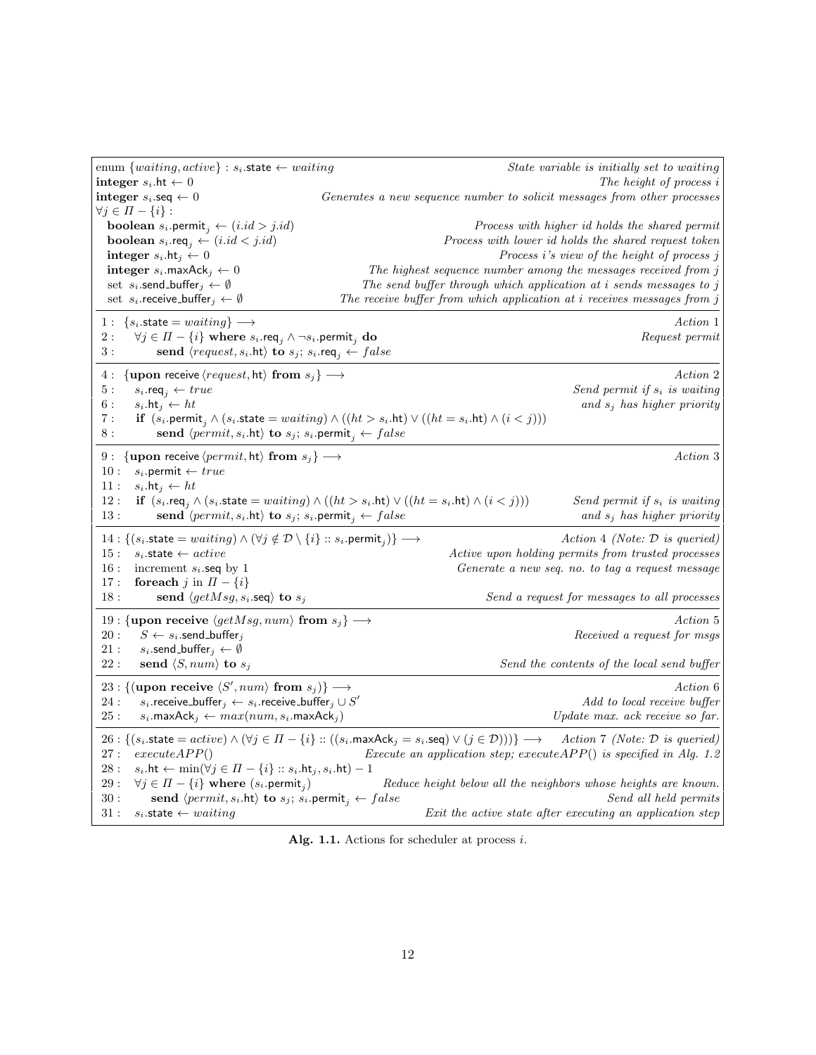```
enum {waiting, active} : s_i.state ← waiting                          State variable is initially set to waiting
integer s_i.ht ← 0                                                     The height of process i
integer s_i.seq ← 0                    Generates a new sequence number to solicit messages from other processes
∀j ∈ Π − {i} :
  boolean s_i.permit_j ← (i.id > j.id)                       Process with higher id holds the shared permit
  boolean s_i.req_j ← (i.id < j.id)                   Process with lower id holds the shared request token
  integer s_i.ht_j ← 0                                          Process i's view of the height of process j
  integer s_i.maxAck_j ← 0             The highest sequence number among the messages received from j
  set s_i.send_buffer_j ← ∅            The send buffer through which application at i sends messages to j
  set s_i.receive_buffer_j ← ∅     The receive buffer from which application at i receives messages from j
----------------------------------------------------------------------------------------------------------
1 :  {s_i.state = waiting} ⟶                                                                   Action 1
2 :     ∀j ∈ Π − {i} where s_i.req_j ∧ ¬s_i.permit_j do                                  Request permit
3 :        send ⟨request, s_i.ht⟩ to s_j; s_i.req_j ← false
----------------------------------------------------------------------------------------------------------
4 :  {upon receive ⟨request, ht⟩ from s_j} ⟶                                                   Action 2
5 :     s_i.req_j ← true                                                      Send permit if s_i is waiting
6 :     s_i.ht_j ← ht                                                          and s_j has higher priority
7 :     if (s_i.permit_j ∧ (s_i.state = waiting) ∧ ((ht > s_i.ht) ∨ ((ht = s_i.ht) ∧ (i < j)))
8 :        send ⟨permit, s_i.ht⟩ to s_j; s_i.permit_j ← false
----------------------------------------------------------------------------------------------------------
9 :  {upon receive ⟨permit, ht⟩ from s_j} ⟶                                                    Action 3
10 :    s_i.permit ← true
11 :    s_i.ht_j ← ht
12 :    if (s_i.req_j ∧ (s_i.state = waiting) ∧ ((ht > s_i.ht) ∨ ((ht = s_i.ht) ∧ (i < j)))   Send permit if s_i is waiting
13 :       send ⟨permit, s_i.ht⟩ to s_j; s_i.permit_j ← false                     and s_j has higher priority
----------------------------------------------------------------------------------------------------------
14 : {(s_i.state = waiting) ∧ (∀j ∉ D \ {i} :: s_i.permit_j)} ⟶               Action 4 (Note: D is queried)
15 :    s_i.state ← active                              Active upon holding permits from trusted processes
16 :    increment s_i.seq by 1                         Generate a new seq. no. to tag a request message
17 :    foreach j in Π − {i}
18 :       send ⟨getMsg, s_i.seq⟩ to s_j                         Send a request for messages to all processes
----------------------------------------------------------------------------------------------------------
19 : {upon receive ⟨getMsg, num⟩ from s_j} ⟶                                                   Action 5
20 :    S ← s_i.send_buffer_j                                                   Received a request for msgs
21 :    s_i.send_buffer_j ← ∅
22 :    send ⟨S, num⟩ to s_j                                          Send the contents of the local send buffer
----------------------------------------------------------------------------------------------------------
23 : {(upon receive ⟨S′, num⟩ from s_j)} ⟶                                                    Action 6
24 :    s_i.receive_buffer_j ← s_i.receive_buffer_j ∪ S′                           Add to local receive buffer
25 :    s_i.maxAck_j ← max(num, s_i.maxAck_j)                                  Update max. ack receive so far.
----------------------------------------------------------------------------------------------------------
26 : {(s_i.state = active) ∧ (∀j ∈ Π − {i} :: ((s_i.maxAck_j = s_i.seq) ∨ (j ∈ D)))} ⟶  Action 7 (Note: D is queried)
27 :    executeAPP()                Execute an application step; executeAPP() is specified in Alg. 1.2
28 :    s_i.ht ← min(∀j ∈ Π − {i} :: s_i.ht_j, s_i.ht) − 1
29 :    ∀j ∈ Π − {i} where (s_i.permit_j)    Reduce height below all the neighbors whose heights are known.
30 :       send ⟨permit, s_i.ht⟩ to s_j; s_i.permit_j ← false                          Send all held permits
31 :    s_i.state ← waiting                         Exit the active state after executing an application step
```

**Alg. 1.1.** Actions for scheduler at process $i$.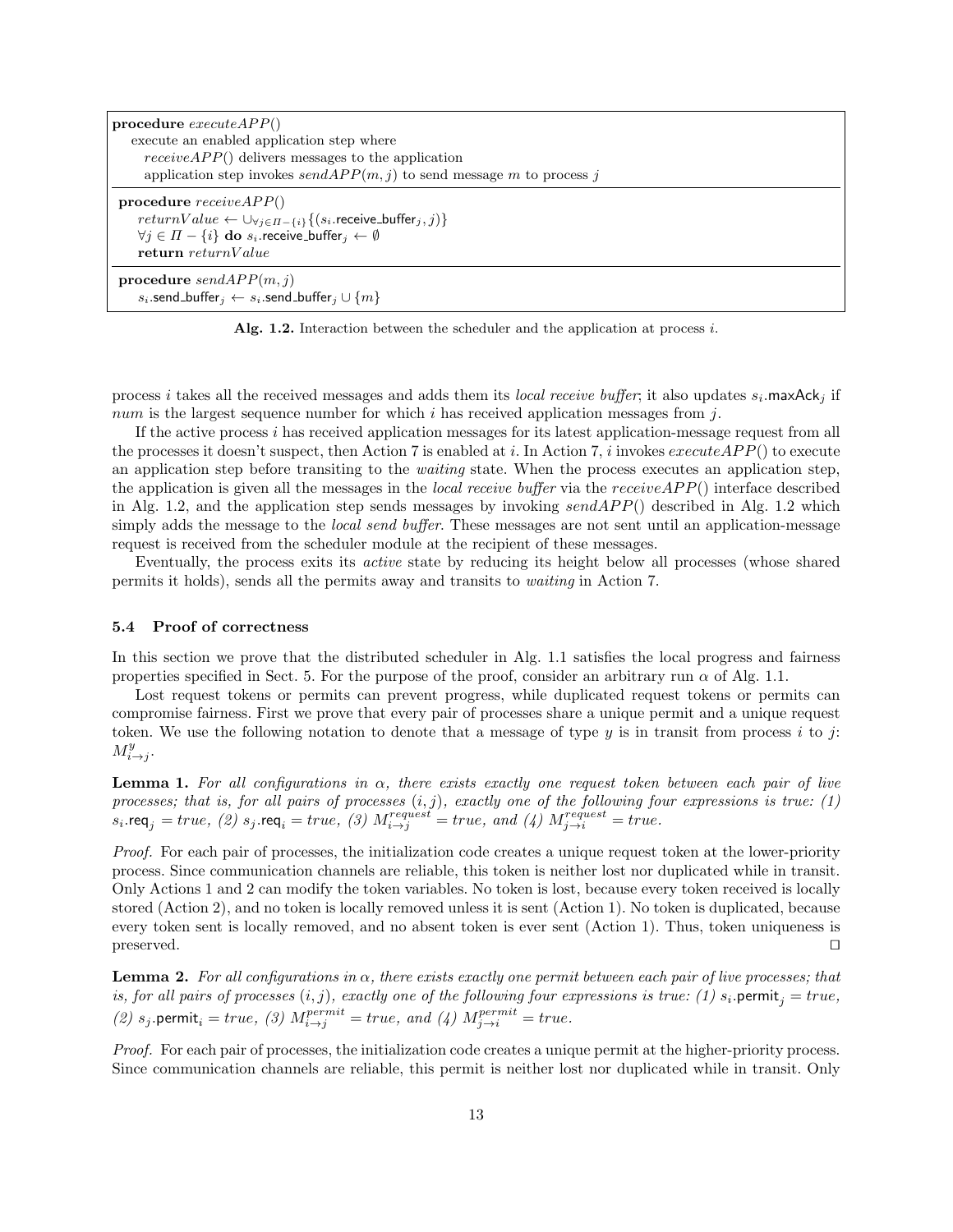```
procedure executeAPP()
   execute an enabled application step where
      receiveAPP() delivers messages to the application
      application step invokes sendAPP(m, j) to send message m to process j

procedure receiveAPP()
   returnValue ← ∪_{∀j∈Π−{i}} {(s_i.receive_buffer_j, j)}
   ∀j ∈ Π − {i} do s_i.receive_buffer_j ← ∅
   return returnValue

procedure sendAPP(m, j)
   s_i.send_buffer_j ← s_i.send_buffer_j ∪ {m}
```

**Alg. 1.2.** Interaction between the scheduler and the application at process $i$.

process $i$ takes all the received messages and adds them its *local receive buffer*; it also updates $s_i.\mathsf{maxAck}_j$ if $num$ is the largest sequence number for which $i$ has received application messages from $j$.

If the active process $i$ has received application messages for its latest application-message request from all the processes it doesn't suspect, then Action 7 is enabled at $i$. In Action 7, $i$ invokes $executeAPP()$ to execute an application step before transiting to the *waiting* state. When the process executes an application step, the application is given all the messages in the *local receive buffer* via the $receiveAPP()$ interface described in Alg. 1.2, and the application step sends messages by invoking $sendAPP()$ described in Alg. 1.2 which simply adds the message to the *local send buffer*. These messages are not sent until an application-message request is received from the scheduler module at the recipient of these messages.

Eventually, the process exits its *active* state by reducing its height below all processes (whose shared permits it holds), sends all the permits away and transits to *waiting* in Action 7.

### 5.4 Proof of correctness

In this section we prove that the distributed scheduler in Alg. 1.1 satisfies the local progress and fairness properties specified in Sect. 5. For the purpose of the proof, consider an arbitrary run $\alpha$ of Alg. 1.1.

Lost request tokens or permits can prevent progress, while duplicated request tokens or permits can compromise fairness. First we prove that every pair of processes share a unique permit and a unique request token. We use the following notation to denote that a message of type $y$ is in transit from process $i$ to $j$: $M^y_{i\to j}$.

**Lemma 1.** *For all configurations in $\alpha$, there exists exactly one request token between each pair of live processes; that is, for all pairs of processes $(i, j)$, exactly one of the following four expressions is true: (1) $s_i.\mathsf{req}_j = true$, (2) $s_j.\mathsf{req}_i = true$, (3) $M^{request}_{i\to j} = true$, and (4) $M^{request}_{j\to i} = true$.*

*Proof.* For each pair of processes, the initialization code creates a unique request token at the lower-priority process. Since communication channels are reliable, this token is neither lost nor duplicated while in transit. Only Actions 1 and 2 can modify the token variables. No token is lost, because every token received is locally stored (Action 2), and no token is locally removed unless it is sent (Action 1). No token is duplicated, because every token sent is locally removed, and no absent token is ever sent (Action 1). Thus, token uniqueness is preserved. ◻

**Lemma 2.** *For all configurations in $\alpha$, there exists exactly one permit between each pair of live processes; that is, for all pairs of processes $(i, j)$, exactly one of the following four expressions is true: (1) $s_i.\mathsf{permit}_j = true$, (2) $s_j.\mathsf{permit}_i = true$, (3) $M^{permit}_{i\to j} = true$, and (4) $M^{permit}_{j\to i} = true$.*

*Proof.* For each pair of processes, the initialization code creates a unique permit at the higher-priority process. Since communication channels are reliable, this permit is neither lost nor duplicated while in transit. Only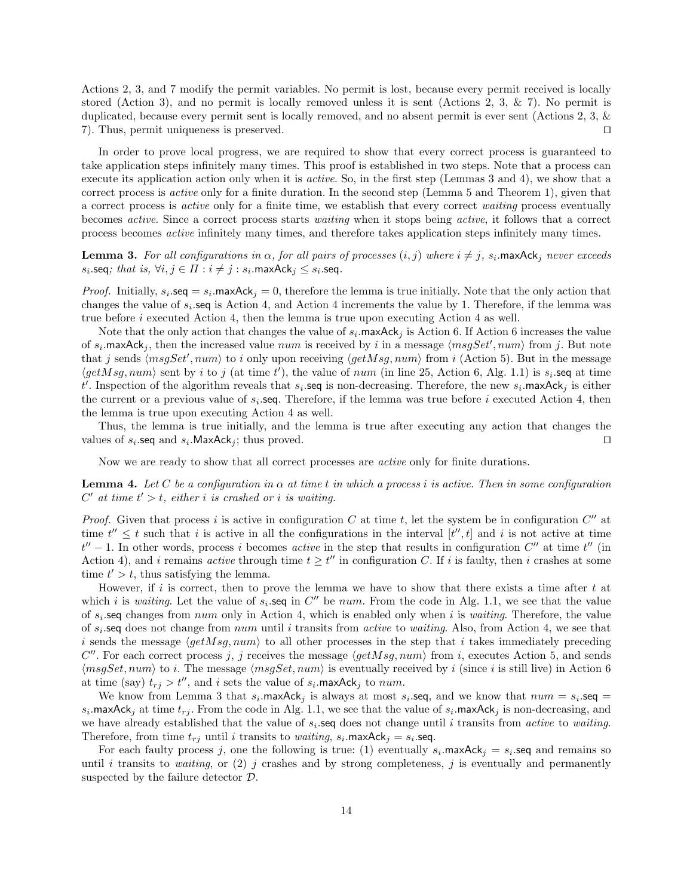Actions 2, 3, and 7 modify the permit variables. No permit is lost, because every permit received is locally stored (Action 3), and no permit is locally removed unless it is sent (Actions 2, 3, & 7). No permit is duplicated, because every permit sent is locally removed, and no absent permit is ever sent (Actions 2, 3, & 7). Thus, permit uniqueness is preserved. ⊓⊔

In order to prove local progress, we are required to show that every correct process is guaranteed to take application steps infinitely many times. This proof is established in two steps. Note that a process can execute its application action only when it is *active*. So, in the first step (Lemmas 3 and 4), we show that a correct process is *active* only for a finite duration. In the second step (Lemma 5 and Theorem 1), given that a correct process is *active* only for a finite time, we establish that every correct *waiting* process eventually becomes *active*. Since a correct process starts *waiting* when it stops being *active*, it follows that a correct process becomes *active* infinitely many times, and therefore takes application steps infinitely many times.

**Lemma 3.** *For all configurations in $\alpha$, for all pairs of processes $(i, j)$ where $i \neq j$, $s_i.\mathsf{maxAck}_j$ never exceeds $s_i.\mathsf{seq}$; that is, $\forall i, j \in \Pi : i \neq j : s_i.\mathsf{maxAck}_j \leq s_i.\mathsf{seq}$.*

*Proof.* Initially, $s_i.\mathsf{seq} = s_i.\mathsf{maxAck}_j = 0$, therefore the lemma is true initially. Note that the only action that changes the value of $s_i.\mathsf{seq}$ is Action 4, and Action 4 increments the value by 1. Therefore, if the lemma was true before $i$ executed Action 4, then the lemma is true upon executing Action 4 as well.

Note that the only action that changes the value of $s_i.\mathsf{maxAck}_j$ is Action 6. If Action 6 increases the value of $s_i.\mathsf{maxAck}_j$, then the increased value $num$ is received by $i$ in a message $\langle msgSet', num\rangle$ from $j$. But note that $j$ sends $\langle msgSet', num\rangle$ to $i$ only upon receiving $\langle getMsg, num\rangle$ from $i$ (Action 5). But in the message $\langle getMsg, num\rangle$ sent by $i$ to $j$ (at time $t'$), the value of $num$ (in line 25, Action 6, Alg. 1.1) is $s_i.\mathsf{seq}$ at time $t'$. Inspection of the algorithm reveals that $s_i.\mathsf{seq}$ is non-decreasing. Therefore, the new $s_i.\mathsf{maxAck}_j$ is either the current or a previous value of $s_i.\mathsf{seq}$. Therefore, if the lemma was true before $i$ executed Action 4, then the lemma is true upon executing Action 4 as well.

Thus, the lemma is true initially, and the lemma is true after executing any action that changes the values of $s_i.\mathsf{seq}$ and $s_i.\mathsf{MaxAck}_j$; thus proved. ⊓⊔

Now we are ready to show that all correct processes are *active* only for finite durations.

**Lemma 4.** *Let $C$ be a configuration in $\alpha$ at time $t$ in which a process $i$ is active. Then in some configuration $C'$ at time $t' > t$, either $i$ is crashed or $i$ is waiting.*

*Proof.* Given that process $i$ is active in configuration $C$ at time $t$, let the system be in configuration $C''$ at time $t'' \leq t$ such that $i$ is active in all the configurations in the interval $[t'', t]$ and $i$ is not active at time $t'' - 1$. In other words, process $i$ becomes *active* in the step that results in configuration $C''$ at time $t''$ (in Action 4), and $i$ remains *active* through time $t \geq t''$ in configuration $C$. If $i$ is faulty, then $i$ crashes at some time $t' > t$, thus satisfying the lemma.

However, if $i$ is correct, then to prove the lemma we have to show that there exists a time after $t$ at which $i$ is *waiting*. Let the value of $s_i.\mathsf{seq}$ in $C''$ be $num$. From the code in Alg. 1.1, we see that the value of $s_i.\mathsf{seq}$ changes from $num$ only in Action 4, which is enabled only when $i$ is *waiting*. Therefore, the value of $s_i.\mathsf{seq}$ does not change from $num$ until $i$ transits from *active* to *waiting*. Also, from Action 4, we see that $i$ sends the message $\langle getMsg, num\rangle$ to all other processes in the step that $i$ takes immediately preceding $C''$. For each correct process $j$, $j$ receives the message $\langle getMsg, num\rangle$ from $i$, executes Action 5, and sends $\langle msgSet, num\rangle$ to $i$. The message $\langle msgSet, num\rangle$ is eventually received by $i$ (since $i$ is still live) in Action 6 at time (say) $t_{rj} > t''$, and $i$ sets the value of $s_i.\mathsf{maxAck}_j$ to $num$.

We know from Lemma 3 that $s_i.\mathsf{maxAck}_j$ is always at most $s_i.\mathsf{seq}$, and we know that $num = s_i.\mathsf{seq} = s_i.\mathsf{maxAck}_j$ at time $t_{rj}$. From the code in Alg. 1.1, we see that the value of $s_i.\mathsf{maxAck}_j$ is non-decreasing, and we have already established that the value of $s_i.\mathsf{seq}$ does not change until $i$ transits from *active* to *waiting*. Therefore, from time $t_{rj}$ until $i$ transits to *waiting*, $s_i.\mathsf{maxAck}_j = s_i.\mathsf{seq}$.

For each faulty process $j$, one the following is true: (1) eventually $s_i.\mathsf{maxAck}_j = s_i.\mathsf{seq}$ and remains so until $i$ transits to *waiting*, or (2) $j$ crashes and by strong completeness, $j$ is eventually and permanently suspected by the failure detector $\mathcal{D}$.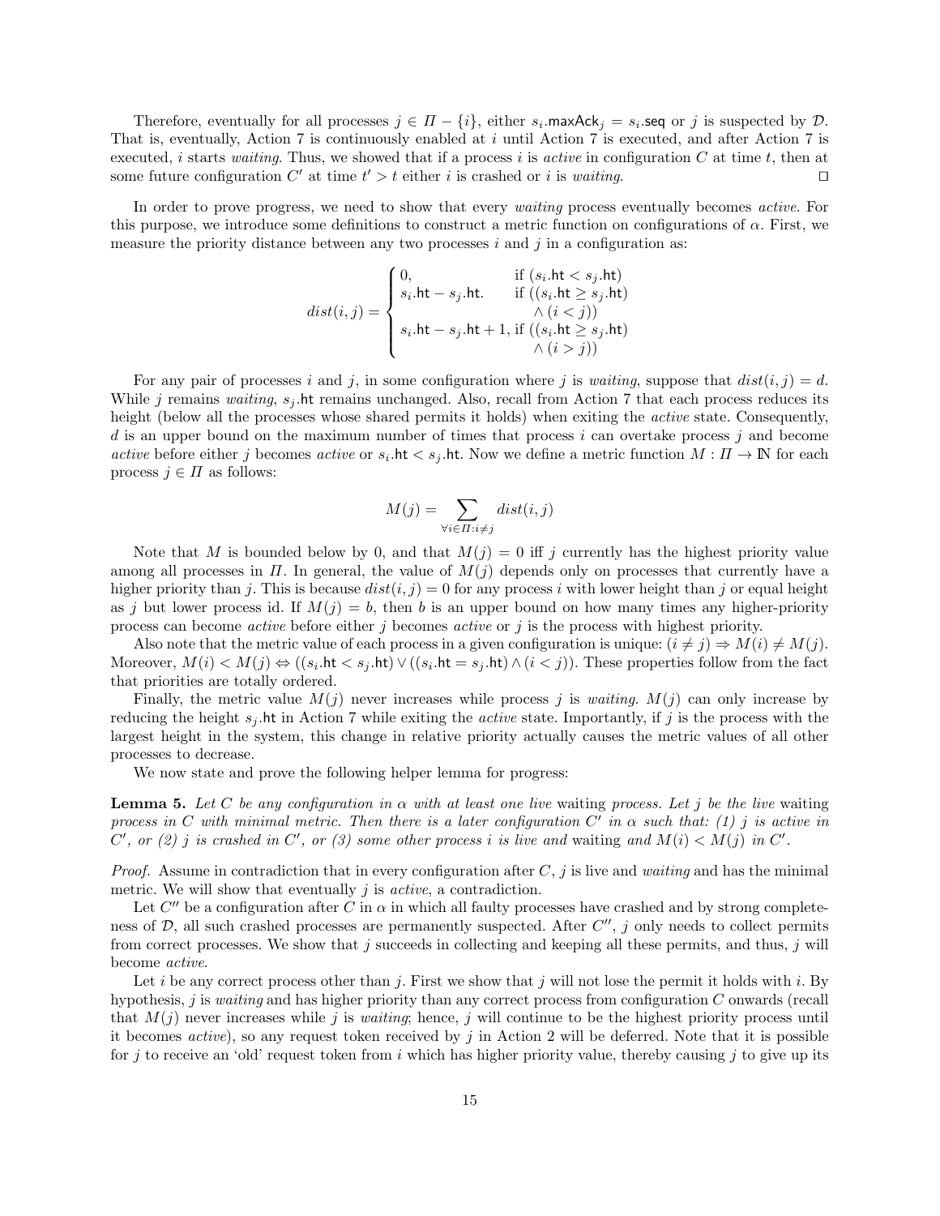Therefore, eventually for all processes $j \in \Pi - \{i\}$, either $s_i.\mathsf{maxAck}_j = s_i.\mathsf{seq}$ or $j$ is suspected by $\mathcal{D}$. That is, eventually, Action 7 is continuously enabled at $i$ until Action 7 is executed, and after Action 7 is executed, $i$ starts *waiting*. Thus, we showed that if a process $i$ is *active* in configuration $C$ at time $t$, then at some future configuration $C'$ at time $t' > t$ either $i$ is crashed or $i$ is *waiting*. ☐

In order to prove progress, we need to show that every *waiting* process eventually becomes *active*. For this purpose, we introduce some definitions to construct a metric function on configurations of $\alpha$. First, we measure the priority distance between any two processes $i$ and $j$ in a configuration as:

$$dist(i,j) = \begin{cases} 0, & \text{if } (s_i.\mathsf{ht} < s_j.\mathsf{ht}) \\ s_i.\mathsf{ht} - s_j.\mathsf{ht}. & \text{if } ((s_i.\mathsf{ht} \geq s_j.\mathsf{ht}) \\ & \quad \wedge (i < j)) \\ s_i.\mathsf{ht} - s_j.\mathsf{ht} + 1, & \text{if } ((s_i.\mathsf{ht} \geq s_j.\mathsf{ht}) \\ & \quad \wedge (i > j)) \end{cases}$$

For any pair of processes $i$ and $j$, in some configuration where $j$ is *waiting*, suppose that $dist(i,j) = d$. While $j$ remains *waiting*, $s_j.\mathsf{ht}$ remains unchanged. Also, recall from Action 7 that each process reduces its height (below all the processes whose shared permits it holds) when exiting the *active* state. Consequently, $d$ is an upper bound on the maximum number of times that process $i$ can overtake process $j$ and become *active* before either $j$ becomes *active* or $s_i.\mathsf{ht} < s_j.\mathsf{ht}$. Now we define a metric function $M : \Pi \to \mathbb{N}$ for each process $j \in \Pi$ as follows:

$$M(j) = \sum_{\forall i \in \Pi : i \neq j} dist(i,j)$$

Note that $M$ is bounded below by 0, and that $M(j) = 0$ iff $j$ currently has the highest priority value among all processes in $\Pi$. In general, the value of $M(j)$ depends only on processes that currently have a higher priority than $j$. This is because $dist(i,j) = 0$ for any process $i$ with lower height than $j$ or equal height as $j$ but lower process id. If $M(j) = b$, then $b$ is an upper bound on how many times any higher-priority process can become *active* before either $j$ becomes *active* or $j$ is the process with highest priority.

Also note that the metric value of each process in a given configuration is unique: $(i \neq j) \Rightarrow M(i) \neq M(j)$. Moreover, $M(i) < M(j) \Leftrightarrow ((s_i.\mathsf{ht} < s_j.\mathsf{ht}) \vee ((s_i.\mathsf{ht} = s_j.\mathsf{ht}) \wedge (i < j))$. These properties follow from the fact that priorities are totally ordered.

Finally, the metric value $M(j)$ never increases while process $j$ is *waiting*. $M(j)$ can only increase by reducing the height $s_j.\mathsf{ht}$ in Action 7 while exiting the *active* state. Importantly, if $j$ is the process with the largest height in the system, this change in relative priority actually causes the metric values of all other processes to decrease.

We now state and prove the following helper lemma for progress:

**Lemma 5.** *Let $C$ be any configuration in $\alpha$ with at least one live* waiting *process. Let $j$ be the live* waiting *process in $C$ with minimal metric. Then there is a later configuration $C'$ in $\alpha$ such that: (1) $j$ is active in $C'$, or (2) $j$ is crashed in $C'$, or (3) some other process $i$ is live and* waiting *and $M(i) < M(j)$ in $C'$.*

*Proof.* Assume in contradiction that in every configuration after $C$, $j$ is live and *waiting* and has the minimal metric. We will show that eventually $j$ is *active*, a contradiction.

Let $C''$ be a configuration after $C$ in $\alpha$ in which all faulty processes have crashed and by strong completeness of $\mathcal{D}$, all such crashed processes are permanently suspected. After $C''$, $j$ only needs to collect permits from correct processes. We show that $j$ succeeds in collecting and keeping all these permits, and thus, $j$ will become *active*.

Let $i$ be any correct process other than $j$. First we show that $j$ will not lose the permit it holds with $i$. By hypothesis, $j$ is *waiting* and has higher priority than any correct process from configuration $C$ onwards (recall that $M(j)$ never increases while $j$ is *waiting*; hence, $j$ will continue to be the highest priority process until it becomes *active*), so any request token received by $j$ in Action 2 will be deferred. Note that it is possible for $j$ to receive an 'old' request token from $i$ which has higher priority value, thereby causing $j$ to give up its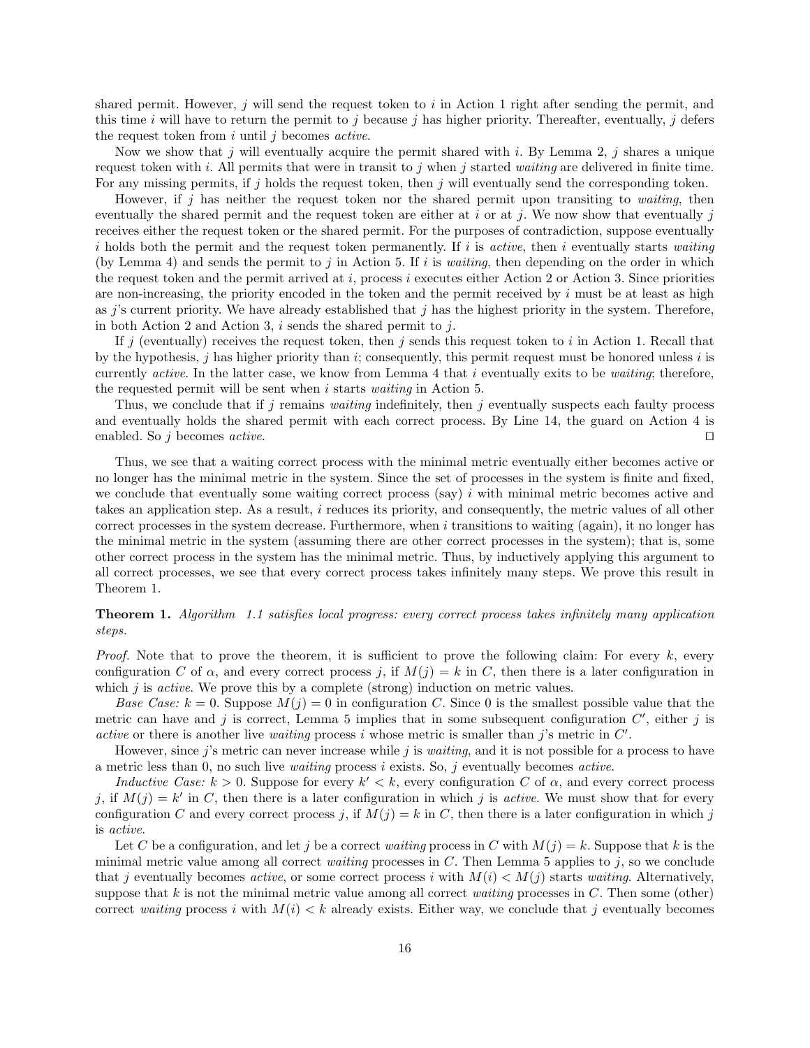shared permit. However, $j$ will send the request token to $i$ in Action 1 right after sending the permit, and this time $i$ will have to return the permit to $j$ because $j$ has higher priority. Thereafter, eventually, $j$ defers the request token from $i$ until $j$ becomes *active*.

Now we show that $j$ will eventually acquire the permit shared with $i$. By Lemma 2, $j$ shares a unique request token with $i$. All permits that were in transit to $j$ when $j$ started *waiting* are delivered in finite time. For any missing permits, if $j$ holds the request token, then $j$ will eventually send the corresponding token.

However, if $j$ has neither the request token nor the shared permit upon transiting to *waiting*, then eventually the shared permit and the request token are either at $i$ or at $j$. We now show that eventually $j$ receives either the request token or the shared permit. For the purposes of contradiction, suppose eventually $i$ holds both the permit and the request token permanently. If $i$ is *active*, then $i$ eventually starts *waiting* (by Lemma 4) and sends the permit to $j$ in Action 5. If $i$ is *waiting*, then depending on the order in which the request token and the permit arrived at $i$, process $i$ executes either Action 2 or Action 3. Since priorities are non-increasing, the priority encoded in the token and the permit received by $i$ must be at least as high as $j$'s current priority. We have already established that $j$ has the highest priority in the system. Therefore, in both Action 2 and Action 3, $i$ sends the shared permit to $j$.

If $j$ (eventually) receives the request token, then $j$ sends this request token to $i$ in Action 1. Recall that by the hypothesis, $j$ has higher priority than $i$; consequently, this permit request must be honored unless $i$ is currently *active*. In the latter case, we know from Lemma 4 that $i$ eventually exits to be *waiting*; therefore, the requested permit will be sent when $i$ starts *waiting* in Action 5.

Thus, we conclude that if $j$ remains *waiting* indefinitely, then $j$ eventually suspects each faulty process and eventually holds the shared permit with each correct process. By Line 14, the guard on Action 4 is enabled. So $j$ becomes *active*. ◻

Thus, we see that a waiting correct process with the minimal metric eventually either becomes active or no longer has the minimal metric in the system. Since the set of processes in the system is finite and fixed, we conclude that eventually some waiting correct process (say) $i$ with minimal metric becomes active and takes an application step. As a result, $i$ reduces its priority, and consequently, the metric values of all other correct processes in the system decrease. Furthermore, when $i$ transitions to waiting (again), it no longer has the minimal metric in the system (assuming there are other correct processes in the system); that is, some other correct process in the system has the minimal metric. Thus, by inductively applying this argument to all correct processes, we see that every correct process takes infinitely many steps. We prove this result in Theorem 1.

**Theorem 1.** *Algorithm 1.1 satisfies local progress: every correct process takes infinitely many application steps.*

*Proof.* Note that to prove the theorem, it is sufficient to prove the following claim: For every $k$, every configuration $C$ of $\alpha$, and every correct process $j$, if $M(j) = k$ in $C$, then there is a later configuration in which $j$ is *active*. We prove this by a complete (strong) induction on metric values.

*Base Case:* $k = 0$. Suppose $M(j) = 0$ in configuration $C$. Since 0 is the smallest possible value that the metric can have and $j$ is correct, Lemma 5 implies that in some subsequent configuration $C'$, either $j$ is *active* or there is another live *waiting* process $i$ whose metric is smaller than $j$'s metric in $C'$.

However, since $j$'s metric can never increase while $j$ is *waiting*, and it is not possible for a process to have a metric less than 0, no such live *waiting* process $i$ exists. So, $j$ eventually becomes *active*.

*Inductive Case:* $k > 0$. Suppose for every $k' < k$, every configuration $C$ of $\alpha$, and every correct process $j$, if $M(j) = k'$ in $C$, then there is a later configuration in which $j$ is *active*. We must show that for every configuration $C$ and every correct process $j$, if $M(j) = k$ in $C$, then there is a later configuration in which $j$ is *active*.

Let $C$ be a configuration, and let $j$ be a correct *waiting* process in $C$ with $M(j) = k$. Suppose that $k$ is the minimal metric value among all correct *waiting* processes in $C$. Then Lemma 5 applies to $j$, so we conclude that $j$ eventually becomes *active*, or some correct process $i$ with $M(i) < M(j)$ starts *waiting*. Alternatively, suppose that $k$ is not the minimal metric value among all correct *waiting* processes in $C$. Then some (other) correct *waiting* process $i$ with $M(i) < k$ already exists. Either way, we conclude that $j$ eventually becomes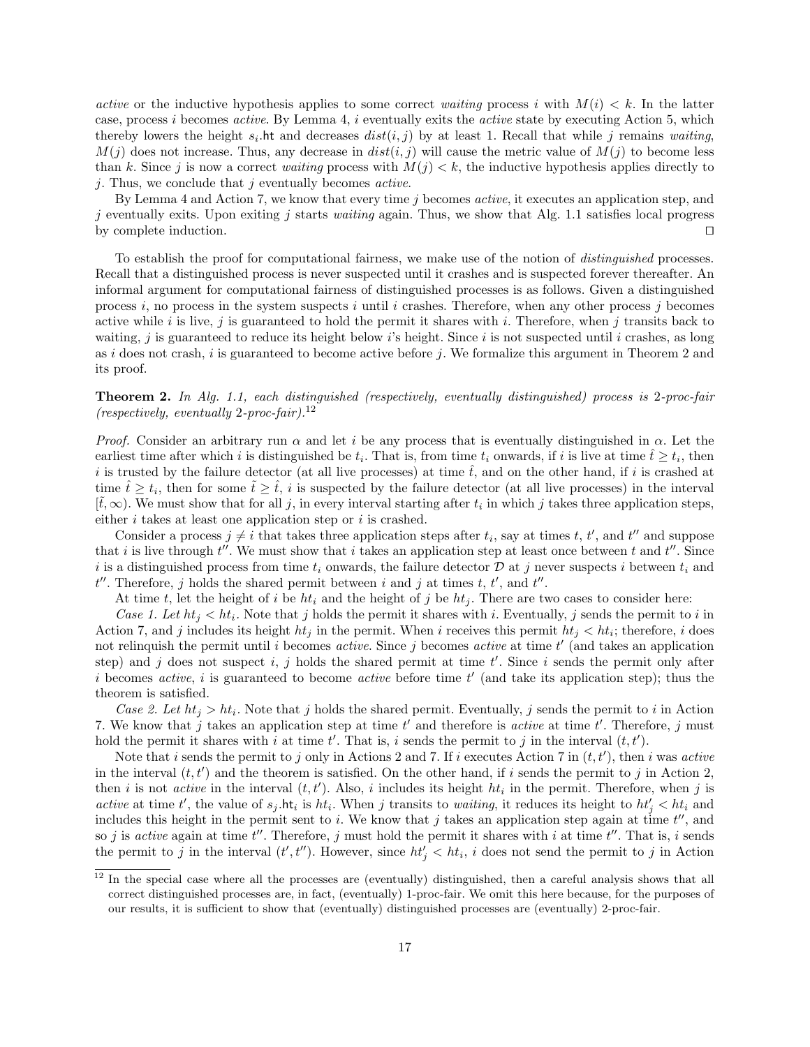*active* or the inductive hypothesis applies to some correct *waiting* process $i$ with $M(i) < k$. In the latter case, process $i$ becomes *active*. By Lemma 4, $i$ eventually exits the *active* state by executing Action 5, which thereby lowers the height $s_i.\mathsf{ht}$ and decreases $dist(i,j)$ by at least 1. Recall that while $j$ remains *waiting*, $M(j)$ does not increase. Thus, any decrease in $dist(i,j)$ will cause the metric value of $M(j)$ to become less than $k$. Since $j$ is now a correct *waiting* process with $M(j) < k$, the inductive hypothesis applies directly to $j$. Thus, we conclude that $j$ eventually becomes *active*.

By Lemma 4 and Action 7, we know that every time $j$ becomes *active*, it executes an application step, and $j$ eventually exits. Upon exiting $j$ starts *waiting* again. Thus, we show that Alg. 1.1 satisfies local progress by complete induction. ◻

To establish the proof for computational fairness, we make use of the notion of *distinguished* processes. Recall that a distinguished process is never suspected until it crashes and is suspected forever thereafter. An informal argument for computational fairness of distinguished processes is as follows. Given a distinguished process $i$, no process in the system suspects $i$ until $i$ crashes. Therefore, when any other process $j$ becomes active while $i$ is live, $j$ is guaranteed to hold the permit it shares with $i$. Therefore, when $j$ transits back to waiting, $j$ is guaranteed to reduce its height below $i$'s height. Since $i$ is not suspected until $i$ crashes, as long as $i$ does not crash, $i$ is guaranteed to become active before $j$. We formalize this argument in Theorem 2 and its proof.

**Theorem 2.** *In Alg. 1.1, each distinguished (respectively, eventually distinguished) process is* 2*-proc-fair (respectively, eventually* 2*-proc-fair).*[12]

*Proof.* Consider an arbitrary run $\alpha$ and let $i$ be any process that is eventually distinguished in $\alpha$. Let the earliest time after which $i$ is distinguished be $t_i$. That is, from time $t_i$ onwards, if $i$ is live at time $\hat{t} \geq t_i$, then $i$ is trusted by the failure detector (at all live processes) at time $\hat{t}$, and on the other hand, if $i$ is crashed at time $\hat{t} \geq t_i$, then for some $\tilde{t} \geq \hat{t}$, $i$ is suspected by the failure detector (at all live processes) in the interval $[\tilde{t}, \infty)$. We must show that for all $j$, in every interval starting after $t_i$ in which $j$ takes three application steps, either $i$ takes at least one application step or $i$ is crashed.

Consider a process $j \neq i$ that takes three application steps after $t_i$, say at times $t$, $t'$, and $t''$ and suppose that $i$ is live through $t''$. We must show that $i$ takes an application step at least once between $t$ and $t''$. Since $i$ is a distinguished process from time $t_i$ onwards, the failure detector $\mathcal{D}$ at $j$ never suspects $i$ between $t_i$ and $t''$. Therefore, $j$ holds the shared permit between $i$ and $j$ at times $t$, $t'$, and $t''$.

At time $t$, let the height of $i$ be $ht_i$ and the height of $j$ be $ht_j$. There are two cases to consider here:

*Case 1. Let $ht_j < ht_i$.* Note that $j$ holds the permit it shares with $i$. Eventually, $j$ sends the permit to $i$ in Action 7, and $j$ includes its height $ht_j$ in the permit. When $i$ receives this permit $ht_j < ht_i$; therefore, $i$ does not relinquish the permit until $i$ becomes *active*. Since $j$ becomes *active* at time $t'$ (and takes an application step) and $j$ does not suspect $i$, $j$ holds the shared permit at time $t'$. Since $i$ sends the permit only after $i$ becomes *active*, $i$ is guaranteed to become *active* before time $t'$ (and take its application step); thus the theorem is satisfied.

*Case 2. Let $ht_j > ht_i$.* Note that $j$ holds the shared permit. Eventually, $j$ sends the permit to $i$ in Action 7. We know that $j$ takes an application step at time $t'$ and therefore is *active* at time $t'$. Therefore, $j$ must hold the permit it shares with $i$ at time $t'$. That is, $i$ sends the permit to $j$ in the interval $(t, t')$.

Note that $i$ sends the permit to $j$ only in Actions 2 and 7. If $i$ executes Action 7 in $(t, t')$, then $i$ was *active* in the interval $(t, t')$ and the theorem is satisfied. On the other hand, if $i$ sends the permit to $j$ in Action 2, then $i$ is not *active* in the interval $(t, t')$. Also, $i$ includes its height $ht_i$ in the permit. Therefore, when $j$ is *active* at time $t'$, the value of $s_j.\mathsf{ht}_i$ is $ht_i$. When $j$ transits to *waiting*, it reduces its height to $ht'_j < ht_i$ and includes this height in the permit sent to $i$. We know that $j$ takes an application step again at time $t''$, and so $j$ is *active* again at time $t''$. Therefore, $j$ must hold the permit it shares with $i$ at time $t''$. That is, $i$ sends the permit to $j$ in the interval $(t', t'')$. However, since $ht'_j < ht_i$, $i$ does not send the permit to $j$ in Action

[12] In the special case where all the processes are (eventually) distinguished, then a careful analysis shows that all correct distinguished processes are, in fact, (eventually) 1-proc-fair. We omit this here because, for the purposes of our results, it is sufficient to show that (eventually) distinguished processes are (eventually) 2-proc-fair.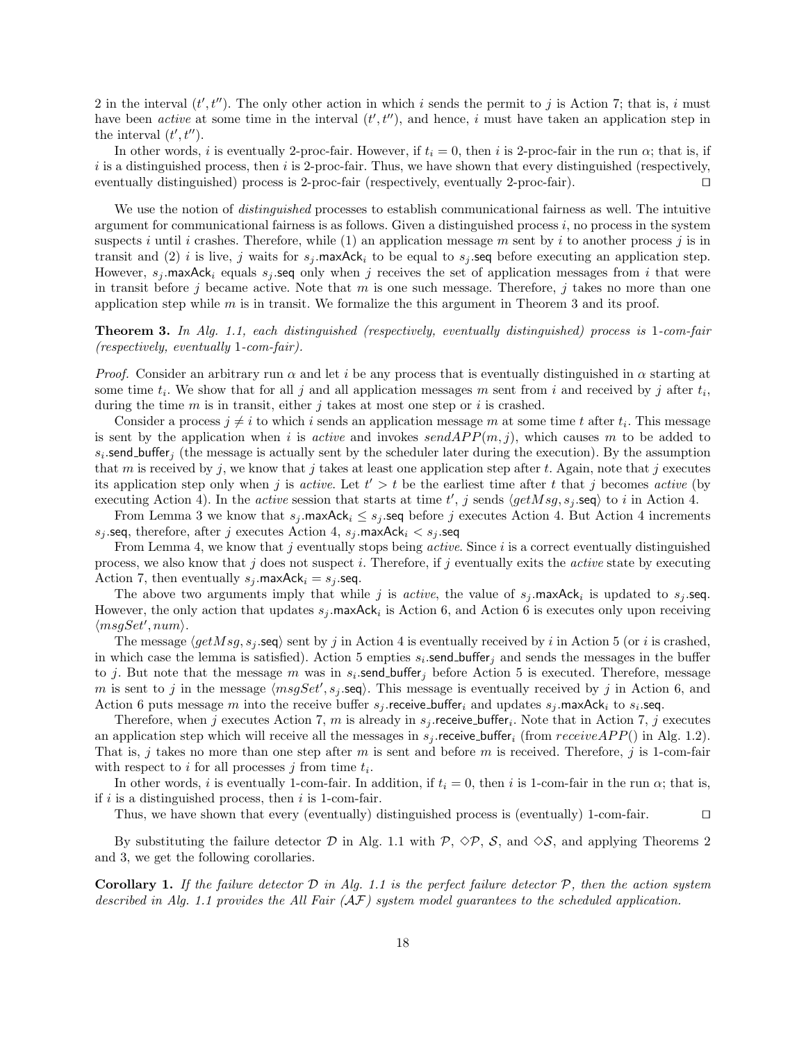2 in the interval $(t', t'')$. The only other action in which $i$ sends the permit to $j$ is Action 7; that is, $i$ must have been *active* at some time in the interval $(t', t'')$, and hence, $i$ must have taken an application step in the interval $(t', t'')$.

In other words, $i$ is eventually 2-proc-fair. However, if $t_i = 0$, then $i$ is 2-proc-fair in the run $\alpha$; that is, if $i$ is a distinguished process, then $i$ is 2-proc-fair. Thus, we have shown that every distinguished (respectively, eventually distinguished) process is 2-proc-fair (respectively, eventually 2-proc-fair). $\square$

We use the notion of *distinguished* processes to establish communicational fairness as well. The intuitive argument for communicational fairness is as follows. Given a distinguished process $i$, no process in the system suspects $i$ until $i$ crashes. Therefore, while (1) an application message $m$ sent by $i$ to another process $j$ is in transit and (2) $i$ is live, $j$ waits for $s_j.\mathsf{maxAck}_i$ to be equal to $s_j.\mathsf{seq}$ before executing an application step. However, $s_j.\mathsf{maxAck}_i$ equals $s_j.\mathsf{seq}$ only when $j$ receives the set of application messages from $i$ that were in transit before $j$ became active. Note that $m$ is one such message. Therefore, $j$ takes no more than one application step while $m$ is in transit. We formalize the this argument in Theorem 3 and its proof.

**Theorem 3.** *In Alg. 1.1, each distinguished (respectively, eventually distinguished) process is* 1*-com-fair (respectively, eventually* 1*-com-fair).*

*Proof.* Consider an arbitrary run $\alpha$ and let $i$ be any process that is eventually distinguished in $\alpha$ starting at some time $t_i$. We show that for all $j$ and all application messages $m$ sent from $i$ and received by $j$ after $t_i$, during the time $m$ is in transit, either $j$ takes at most one step or $i$ is crashed.

Consider a process $j \neq i$ to which $i$ sends an application message $m$ at some time $t$ after $t_i$. This message is sent by the application when $i$ is *active* and invokes $sendAPP(m, j)$, which causes $m$ to be added to $s_i.\mathsf{send\_buffer}_j$ (the message is actually sent by the scheduler later during the execution). By the assumption that $m$ is received by $j$, we know that $j$ takes at least one application step after $t$. Again, note that $j$ executes its application step only when $j$ is *active*. Let $t' > t$ be the earliest time after $t$ that $j$ becomes *active* (by executing Action 4). In the *active* session that starts at time $t'$, $j$ sends $\langle getMsg, s_j.\mathsf{seq}\rangle$ to $i$ in Action 4.

From Lemma 3 we know that $s_j.\mathsf{maxAck}_i \leq s_j.\mathsf{seq}$ before $j$ executes Action 4. But Action 4 increments $s_j.\mathsf{seq}$, therefore, after $j$ executes Action 4, $s_j.\mathsf{maxAck}_i < s_j.\mathsf{seq}$

From Lemma 4, we know that $j$ eventually stops being *active*. Since $i$ is a correct eventually distinguished process, we also know that $j$ does not suspect $i$. Therefore, if $j$ eventually exits the *active* state by executing Action 7, then eventually $s_j.\mathsf{maxAck}_i = s_j.\mathsf{seq}$.

The above two arguments imply that while $j$ is *active*, the value of $s_j.\mathsf{maxAck}_i$ is updated to $s_j.\mathsf{seq}$. However, the only action that updates $s_j.\mathsf{maxAck}_i$ is Action 6, and Action 6 is executes only upon receiving $\langle msgSet', num\rangle$.

The message $\langle getMsg, s_j.\mathsf{seq}\rangle$ sent by $j$ in Action 4 is eventually received by $i$ in Action 5 (or $i$ is crashed, in which case the lemma is satisfied). Action 5 empties $s_i.\mathsf{send\_buffer}_j$ and sends the messages in the buffer to $j$. But note that the message $m$ was in $s_i.\mathsf{send\_buffer}_j$ before Action 5 is executed. Therefore, message $m$ is sent to $j$ in the message $\langle msgSet', s_j.\mathsf{seq}\rangle$. This message is eventually received by $j$ in Action 6, and Action 6 puts message $m$ into the receive buffer $s_j.\mathsf{receive\_buffer}_i$ and updates $s_j.\mathsf{maxAck}_i$ to $s_i.\mathsf{seq}$.

Therefore, when $j$ executes Action 7, $m$ is already in $s_j.\mathsf{receive\_buffer}_i$. Note that in Action 7, $j$ executes an application step which will receive all the messages in $s_j.\mathsf{receive\_buffer}_i$ (from $receiveAPP()$ in Alg. 1.2). That is, $j$ takes no more than one step after $m$ is sent and before $m$ is received. Therefore, $j$ is 1-com-fair with respect to $i$ for all processes $j$ from time $t_i$.

In other words, $i$ is eventually 1-com-fair. In addition, if $t_i = 0$, then $i$ is 1-com-fair in the run $\alpha$; that is, if $i$ is a distinguished process, then $i$ is 1-com-fair.

Thus, we have shown that every (eventually) distinguished process is (eventually) 1-com-fair. $\square$

By substituting the failure detector $\mathcal{D}$ in Alg. 1.1 with $\mathcal{P}$, $\diamond\mathcal{P}$, $\mathcal{S}$, and $\diamond\mathcal{S}$, and applying Theorems 2 and 3, we get the following corollaries.

**Corollary 1.** *If the failure detector $\mathcal{D}$ in Alg. 1.1 is the perfect failure detector $\mathcal{P}$, then the action system described in Alg. 1.1 provides the All Fair ($\mathcal{AF}$) system model guarantees to the scheduled application.*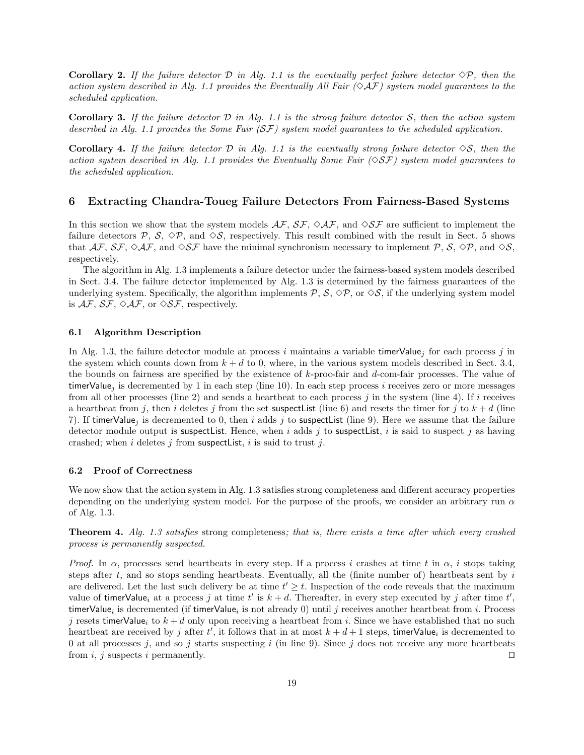**Corollary 2.** *If the failure detector $\mathcal{D}$ in Alg. 1.1 is the eventually perfect failure detector $\Diamond\mathcal{P}$, then the action system described in Alg. 1.1 provides the Eventually All Fair ($\Diamond\mathcal{AF}$) system model guarantees to the scheduled application.*

**Corollary 3.** *If the failure detector $\mathcal{D}$ in Alg. 1.1 is the strong failure detector $\mathcal{S}$, then the action system described in Alg. 1.1 provides the Some Fair ($\mathcal{SF}$) system model guarantees to the scheduled application.*

**Corollary 4.** *If the failure detector $\mathcal{D}$ in Alg. 1.1 is the eventually strong failure detector $\Diamond\mathcal{S}$, then the action system described in Alg. 1.1 provides the Eventually Some Fair ($\Diamond\mathcal{SF}$) system model guarantees to the scheduled application.*

## 6 Extracting Chandra-Toueg Failure Detectors From Fairness-Based Systems

In this section we show that the system models $\mathcal{AF}$, $\mathcal{SF}$, $\Diamond\mathcal{AF}$, and $\Diamond\mathcal{SF}$ are sufficient to implement the failure detectors $\mathcal{P}$, $\mathcal{S}$, $\Diamond\mathcal{P}$, and $\Diamond\mathcal{S}$, respectively. This result combined with the result in Sect. 5 shows that $\mathcal{AF}$, $\mathcal{SF}$, $\Diamond\mathcal{AF}$, and $\Diamond\mathcal{SF}$ have the minimal synchronism necessary to implement $\mathcal{P}$, $\mathcal{S}$, $\Diamond\mathcal{P}$, and $\Diamond\mathcal{S}$, respectively.

The algorithm in Alg. 1.3 implements a failure detector under the fairness-based system models described in Sect. 3.4. The failure detector implemented by Alg. 1.3 is determined by the fairness guarantees of the underlying system. Specifically, the algorithm implements $\mathcal{P}$, $\mathcal{S}$, $\Diamond\mathcal{P}$, or $\Diamond\mathcal{S}$, if the underlying system model is $\mathcal{AF}$, $\mathcal{SF}$, $\Diamond\mathcal{AF}$, or $\Diamond\mathcal{SF}$, respectively.

### 6.1 Algorithm Description

In Alg. 1.3, the failure detector module at process $i$ maintains a variable $\mathsf{timerValue}_j$ for each process $j$ in the system which counts down from $k+d$ to 0, where, in the various system models described in Sect. 3.4, the bounds on fairness are specified by the existence of $k$-proc-fair and $d$-com-fair processes. The value of $\mathsf{timerValue}_j$ is decremented by 1 in each step (line 10). In each step process $i$ receives zero or more messages from all other processes (line 2) and sends a heartbeat to each process $j$ in the system (line 4). If $i$ receives a heartbeat from $j$, then $i$ deletes $j$ from the set $\mathsf{suspectList}$ (line 6) and resets the timer for $j$ to $k+d$ (line 7). If $\mathsf{timerValue}_j$ is decremented to 0, then $i$ adds $j$ to $\mathsf{suspectList}$ (line 9). Here we assume that the failure detector module output is $\mathsf{suspectList}$. Hence, when $i$ adds $j$ to $\mathsf{suspectList}$, $i$ is said to suspect $j$ as having crashed; when $i$ deletes $j$ from $\mathsf{suspectList}$, $i$ is said to trust $j$.

### 6.2 Proof of Correctness

We now show that the action system in Alg. 1.3 satisfies strong completeness and different accuracy properties depending on the underlying system model. For the purpose of the proofs, we consider an arbitrary run $\alpha$ of Alg. 1.3.

**Theorem 4.** *Alg. 1.3 satisfies* strong completeness*; that is, there exists a time after which every crashed process is permanently suspected.*

*Proof.* In $\alpha$, processes send heartbeats in every step. If a process $i$ crashes at time $t$ in $\alpha$, $i$ stops taking steps after $t$, and so stops sending heartbeats. Eventually, all the (finite number of) heartbeats sent by $i$ are delivered. Let the last such delivery be at time $t' \geq t$. Inspection of the code reveals that the maximum value of $\mathsf{timerValue}_i$ at a process $j$ at time $t'$ is $k+d$. Thereafter, in every step executed by $j$ after time $t'$, $\mathsf{timerValue}_i$ is decremented (if $\mathsf{timerValue}_i$ is not already 0) until $j$ receives another heartbeat from $i$. Process $j$ resets $\mathsf{timerValue}_i$ to $k+d$ only upon receiving a heartbeat from $i$. Since we have established that no such heartbeat are received by $j$ after $t'$, it follows that in at most $k+d+1$ steps, $\mathsf{timerValue}_i$ is decremented to 0 at all processes $j$, and so $j$ starts suspecting $i$ (in line 9). Since $j$ does not receive any more heartbeats from $i$, $j$ suspects $i$ permanently. $\square$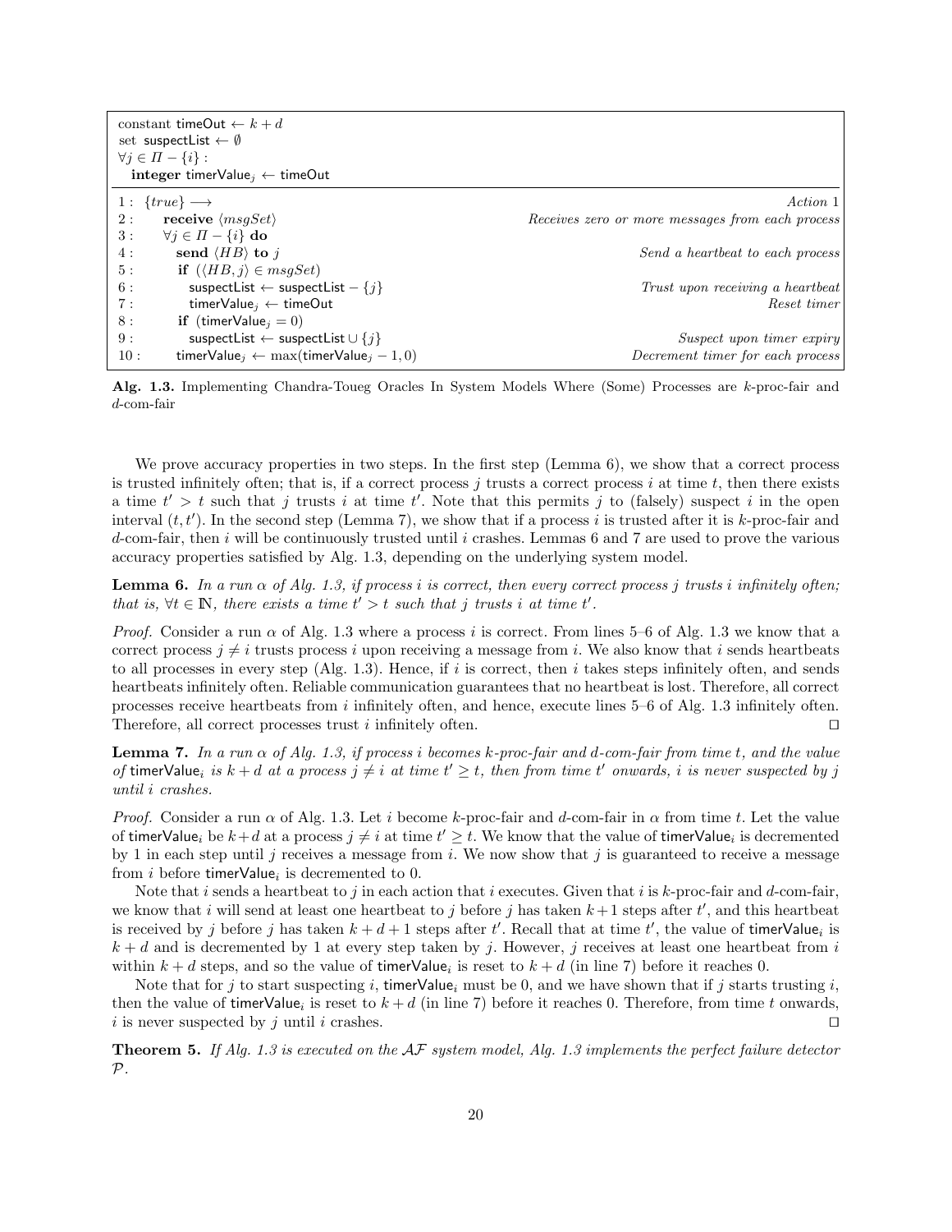```
constant timeOut ← k + d
set suspectList ← ∅
∀j ∈ Π − {i} :
  integer timerValue_j ← timeOut

1 :  {true} −→                                              Action 1
2 :     receive ⟨msgSet⟩           Receives zero or more messages from each process
3 :     ∀j ∈ Π − {i} do
4 :       send ⟨HB⟩ to j                          Send a heartbeat to each process
5 :       if (⟨HB, j⟩ ∈ msgSet)
6 :         suspectList ← suspectList − {j}       Trust upon receiving a heartbeat
7 :         timerValue_j ← timeOut                                  Reset timer
8 :       if (timerValue_j = 0)
9 :         suspectList ← suspectList ∪ {j}              Suspect upon timer expiry
10 :      timerValue_j ← max(timerValue_j − 1, 0)   Decrement timer for each process
```

**Alg. 1.3.** Implementing Chandra-Toueg Oracles In System Models Where (Some) Processes are $k$-proc-fair and $d$-com-fair

We prove accuracy properties in two steps. In the first step (Lemma 6), we show that a correct process is trusted infinitely often; that is, if a correct process $j$ trusts a correct process $i$ at time $t$, then there exists a time $t' > t$ such that $j$ trusts $i$ at time $t'$. Note that this permits $j$ to (falsely) suspect $i$ in the open interval $(t, t')$. In the second step (Lemma 7), we show that if a process $i$ is trusted after it is $k$-proc-fair and $d$-com-fair, then $i$ will be continuously trusted until $i$ crashes. Lemmas 6 and 7 are used to prove the various accuracy properties satisfied by Alg. 1.3, depending on the underlying system model.

**Lemma 6.** *In a run $\alpha$ of Alg. 1.3, if process $i$ is correct, then every correct process $j$ trusts $i$ infinitely often; that is, $\forall t \in \mathbb{N}$, there exists a time $t' > t$ such that $j$ trusts $i$ at time $t'$.*

*Proof.* Consider a run $\alpha$ of Alg. 1.3 where a process $i$ is correct. From lines 5–6 of Alg. 1.3 we know that a correct process $j \neq i$ trusts process $i$ upon receiving a message from $i$. We also know that $i$ sends heartbeats to all processes in every step (Alg. 1.3). Hence, if $i$ is correct, then $i$ takes steps infinitely often, and sends heartbeats infinitely often. Reliable communication guarantees that no heartbeat is lost. Therefore, all correct processes receive heartbeats from $i$ infinitely often, and hence, execute lines 5–6 of Alg. 1.3 infinitely often. Therefore, all correct processes trust $i$ infinitely often. ⊓⊔

**Lemma 7.** *In a run $\alpha$ of Alg. 1.3, if process $i$ becomes $k$-proc-fair and $d$-com-fair from time $t$, and the value of $\mathsf{timerValue}_i$ is $k + d$ at a process $j \neq i$ at time $t' \geq t$, then from time $t'$ onwards, $i$ is never suspected by $j$ until $i$ crashes.*

*Proof.* Consider a run $\alpha$ of Alg. 1.3. Let $i$ become $k$-proc-fair and $d$-com-fair in $\alpha$ from time $t$. Let the value of $\mathsf{timerValue}_i$ be $k+d$ at a process $j \neq i$ at time $t' \geq t$. We know that the value of $\mathsf{timerValue}_i$ is decremented by 1 in each step until $j$ receives a message from $i$. We now show that $j$ is guaranteed to receive a message from $i$ before $\mathsf{timerValue}_i$ is decremented to 0.

Note that $i$ sends a heartbeat to $j$ in each action that $i$ executes. Given that $i$ is $k$-proc-fair and $d$-com-fair, we know that $i$ will send at least one heartbeat to $j$ before $j$ has taken $k+1$ steps after $t'$, and this heartbeat is received by $j$ before $j$ has taken $k + d + 1$ steps after $t'$. Recall that at time $t'$, the value of $\mathsf{timerValue}_i$ is $k + d$ and is decremented by 1 at every step taken by $j$. However, $j$ receives at least one heartbeat from $i$ within $k + d$ steps, and so the value of $\mathsf{timerValue}_i$ is reset to $k + d$ (in line 7) before it reaches 0.

Note that for $j$ to start suspecting $i$, $\mathsf{timerValue}_i$ must be 0, and we have shown that if $j$ starts trusting $i$, then the value of $\mathsf{timerValue}_i$ is reset to $k + d$ (in line 7) before it reaches 0. Therefore, from time $t$ onwards, $i$ is never suspected by $j$ until $i$ crashes. ⊓⊔

**Theorem 5.** *If Alg. 1.3 is executed on the $\mathcal{AF}$ system model, Alg. 1.3 implements the perfect failure detector $\mathcal{P}$.*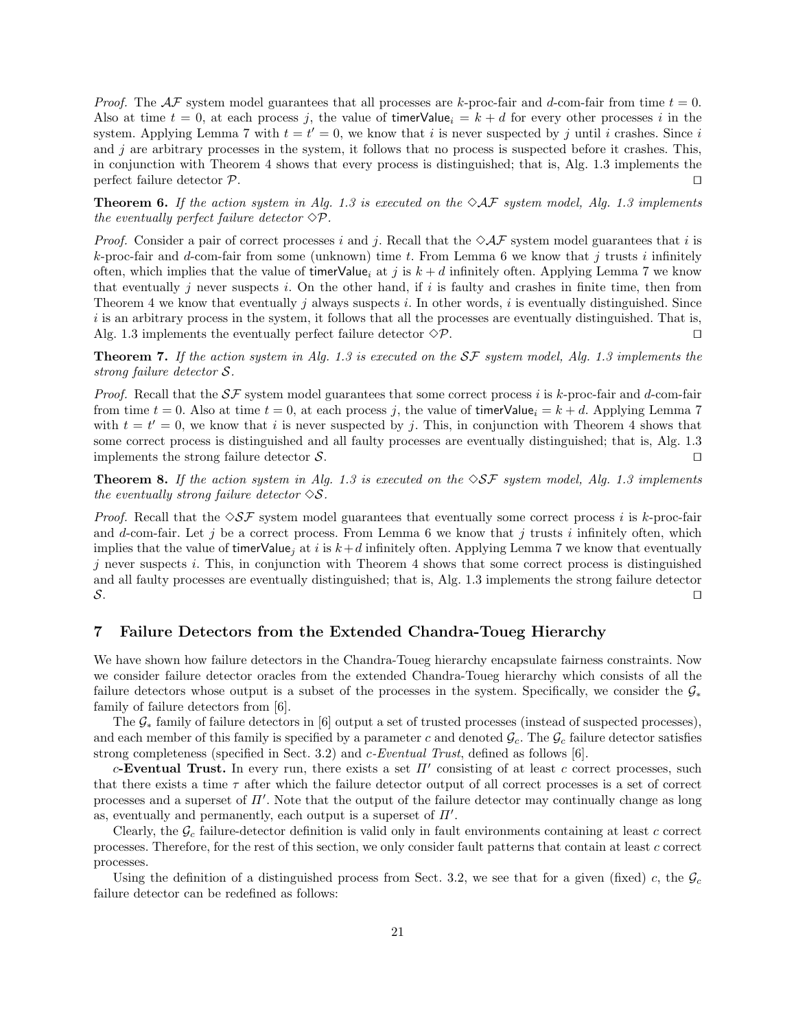*Proof.* The $\mathcal{AF}$ system model guarantees that all processes are $k$-proc-fair and $d$-com-fair from time $t = 0$. Also at time $t = 0$, at each process $j$, the value of $\mathsf{timerValue}_i = k + d$ for every other processes $i$ in the system. Applying Lemma 7 with $t = t' = 0$, we know that $i$ is never suspected by $j$ until $i$ crashes. Since $i$ and $j$ are arbitrary processes in the system, it follows that no process is suspected before it crashes. This, in conjunction with Theorem 4 shows that every process is distinguished; that is, Alg. 1.3 implements the perfect failure detector $\mathcal{P}$. $\square$

**Theorem 6.** *If the action system in Alg. 1.3 is executed on the $\diamond\mathcal{AF}$ system model, Alg. 1.3 implements the eventually perfect failure detector $\diamond\mathcal{P}$.*

*Proof.* Consider a pair of correct processes $i$ and $j$. Recall that the $\diamond\mathcal{AF}$ system model guarantees that $i$ is $k$-proc-fair and $d$-com-fair from some (unknown) time $t$. From Lemma 6 we know that $j$ trusts $i$ infinitely often, which implies that the value of $\mathsf{timerValue}_i$ at $j$ is $k + d$ infinitely often. Applying Lemma 7 we know that eventually $j$ never suspects $i$. On the other hand, if $i$ is faulty and crashes in finite time, then from Theorem 4 we know that eventually $j$ always suspects $i$. In other words, $i$ is eventually distinguished. Since $i$ is an arbitrary process in the system, it follows that all the processes are eventually distinguished. That is, Alg. 1.3 implements the eventually perfect failure detector $\diamond\mathcal{P}$. $\square$

**Theorem 7.** *If the action system in Alg. 1.3 is executed on the $\mathcal{SF}$ system model, Alg. 1.3 implements the strong failure detector $\mathcal{S}$.*

*Proof.* Recall that the $\mathcal{SF}$ system model guarantees that some correct process $i$ is $k$-proc-fair and $d$-com-fair from time $t = 0$. Also at time $t = 0$, at each process $j$, the value of $\mathsf{timerValue}_i = k + d$. Applying Lemma 7 with $t = t' = 0$, we know that $i$ is never suspected by $j$. This, in conjunction with Theorem 4 shows that some correct process is distinguished and all faulty processes are eventually distinguished; that is, Alg. 1.3 implements the strong failure detector $\mathcal{S}$. $\square$

**Theorem 8.** *If the action system in Alg. 1.3 is executed on the $\diamond\mathcal{SF}$ system model, Alg. 1.3 implements the eventually strong failure detector $\diamond\mathcal{S}$.*

*Proof.* Recall that the $\diamond\mathcal{SF}$ system model guarantees that eventually some correct process $i$ is $k$-proc-fair and $d$-com-fair. Let $j$ be a correct process. From Lemma 6 we know that $j$ trusts $i$ infinitely often, which implies that the value of $\mathsf{timerValue}_j$ at $i$ is $k + d$ infinitely often. Applying Lemma 7 we know that eventually $j$ never suspects $i$. This, in conjunction with Theorem 4 shows that some correct process is distinguished and all faulty processes are eventually distinguished; that is, Alg. 1.3 implements the strong failure detector $\mathcal{S}$. $\square$

## 7 Failure Detectors from the Extended Chandra-Toueg Hierarchy

We have shown how failure detectors in the Chandra-Toueg hierarchy encapsulate fairness constraints. Now we consider failure detector oracles from the extended Chandra-Toueg hierarchy which consists of all the failure detectors whose output is a subset of the processes in the system. Specifically, we consider the $\mathcal{G}_*$ family of failure detectors from [6].

The $\mathcal{G}_*$ family of failure detectors in [6] output a set of trusted processes (instead of suspected processes), and each member of this family is specified by a parameter $c$ and denoted $\mathcal{G}_c$. The $\mathcal{G}_c$ failure detector satisfies strong completeness (specified in Sect. 3.2) and *c-Eventual Trust*, defined as follows [6].

***c*-Eventual Trust.** In every run, there exists a set $\Pi'$ consisting of at least $c$ correct processes, such that there exists a time $\tau$ after which the failure detector output of all correct processes is a set of correct processes and a superset of $\Pi'$. Note that the output of the failure detector may continually change as long as, eventually and permanently, each output is a superset of $\Pi'$.

Clearly, the $\mathcal{G}_c$ failure-detector definition is valid only in fault environments containing at least $c$ correct processes. Therefore, for the rest of this section, we only consider fault patterns that contain at least $c$ correct processes.

Using the definition of a distinguished process from Sect. 3.2, we see that for a given (fixed) $c$, the $\mathcal{G}_c$ failure detector can be redefined as follows: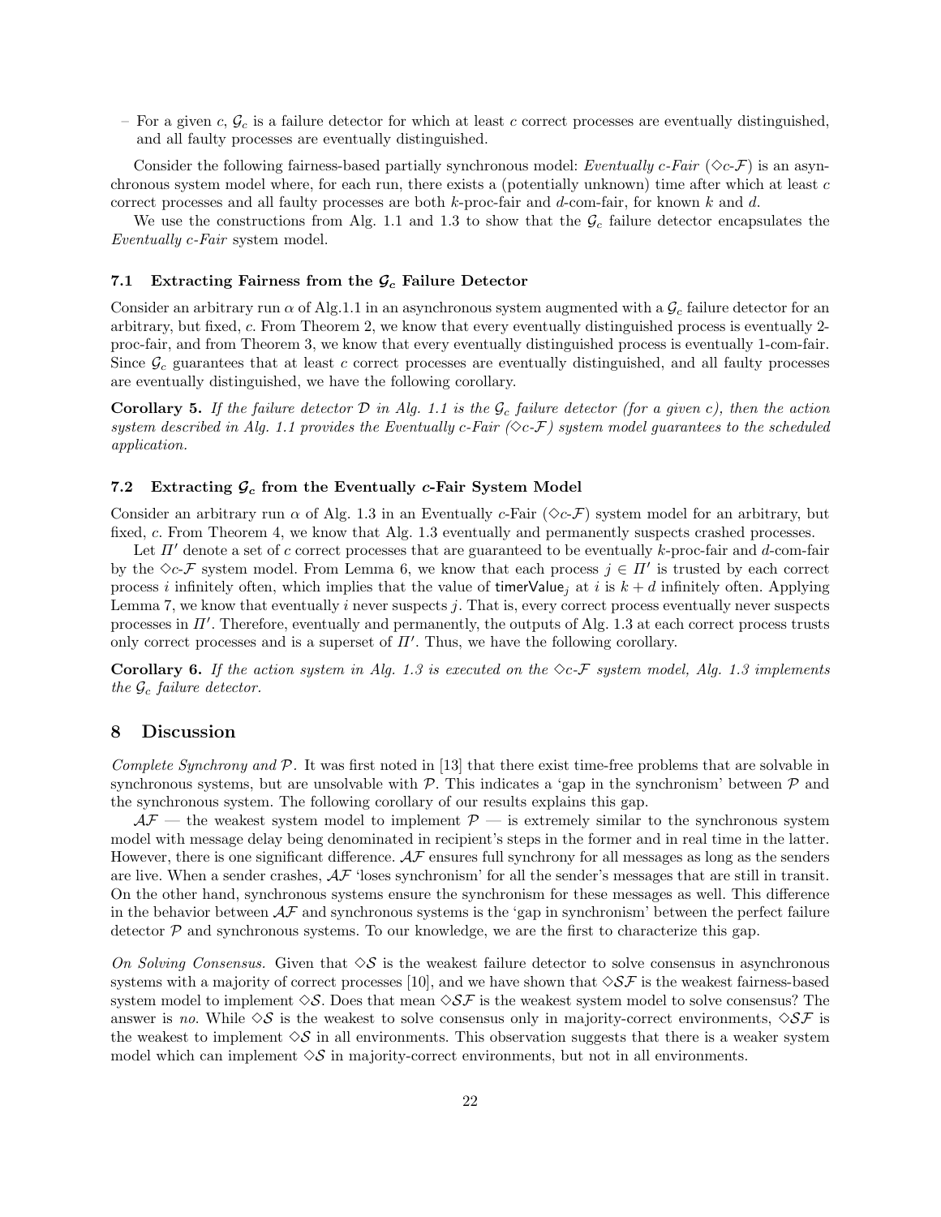– For a given $c$, $\mathcal{G}_c$ is a failure detector for which at least $c$ correct processes are eventually distinguished, and all faulty processes are eventually distinguished.

Consider the following fairness-based partially synchronous model: *Eventually c-Fair* ($\Diamond c$-$\mathcal{F}$) is an asynchronous system model where, for each run, there exists a (potentially unknown) time after which at least $c$ correct processes and all faulty processes are both $k$-proc-fair and $d$-com-fair, for known $k$ and $d$.

We use the constructions from Alg. 1.1 and 1.3 to show that the $\mathcal{G}_c$ failure detector encapsulates the *Eventually c-Fair* system model.

### 7.1 Extracting Fairness from the $\mathcal{G}_c$ Failure Detector

Consider an arbitrary run $\alpha$ of Alg.1.1 in an asynchronous system augmented with a $\mathcal{G}_c$ failure detector for an arbitrary, but fixed, $c$. From Theorem 2, we know that every eventually distinguished process is eventually 2-proc-fair, and from Theorem 3, we know that every eventually distinguished process is eventually 1-com-fair. Since $\mathcal{G}_c$ guarantees that at least $c$ correct processes are eventually distinguished, and all faulty processes are eventually distinguished, we have the following corollary.

**Corollary 5.** *If the failure detector $\mathcal{D}$ in Alg. 1.1 is the $\mathcal{G}_c$ failure detector (for a given c), then the action system described in Alg. 1.1 provides the Eventually c-Fair ($\Diamond c$-$\mathcal{F}$) system model guarantees to the scheduled application.*

### 7.2 Extracting $\mathcal{G}_c$ from the Eventually $c$-Fair System Model

Consider an arbitrary run $\alpha$ of Alg. 1.3 in an Eventually $c$-Fair ($\Diamond c$-$\mathcal{F}$) system model for an arbitrary, but fixed, $c$. From Theorem 4, we know that Alg. 1.3 eventually and permanently suspects crashed processes.

Let $\Pi'$ denote a set of $c$ correct processes that are guaranteed to be eventually $k$-proc-fair and $d$-com-fair by the $\Diamond c$-$\mathcal{F}$ system model. From Lemma 6, we know that each process $j \in \Pi'$ is trusted by each correct process $i$ infinitely often, which implies that the value of $\mathsf{timerValue}_j$ at $i$ is $k + d$ infinitely often. Applying Lemma 7, we know that eventually $i$ never suspects $j$. That is, every correct process eventually never suspects processes in $\Pi'$. Therefore, eventually and permanently, the outputs of Alg. 1.3 at each correct process trusts only correct processes and is a superset of $\Pi'$. Thus, we have the following corollary.

**Corollary 6.** *If the action system in Alg. 1.3 is executed on the $\Diamond c$-$\mathcal{F}$ system model, Alg. 1.3 implements the $\mathcal{G}_c$ failure detector.*

## 8 Discussion

*Complete Synchrony and $\mathcal{P}$.* It was first noted in [13] that there exist time-free problems that are solvable in synchronous systems, but are unsolvable with $\mathcal{P}$. This indicates a 'gap in the synchronism' between $\mathcal{P}$ and the synchronous system. The following corollary of our results explains this gap.

$\mathcal{AF}$ — the weakest system model to implement $\mathcal{P}$ — is extremely similar to the synchronous system model with message delay being denominated in recipient's steps in the former and in real time in the latter. However, there is one significant difference. $\mathcal{AF}$ ensures full synchrony for all messages as long as the senders are live. When a sender crashes, $\mathcal{AF}$ 'loses synchronism' for all the sender's messages that are still in transit. On the other hand, synchronous systems ensure the synchronism for these messages as well. This difference in the behavior between $\mathcal{AF}$ and synchronous systems is the 'gap in synchronism' between the perfect failure detector $\mathcal{P}$ and synchronous systems. To our knowledge, we are the first to characterize this gap.

*On Solving Consensus.* Given that $\Diamond\mathcal{S}$ is the weakest failure detector to solve consensus in asynchronous systems with a majority of correct processes [10], and we have shown that $\Diamond\mathcal{SF}$ is the weakest fairness-based system model to implement $\Diamond\mathcal{S}$. Does that mean $\Diamond\mathcal{SF}$ is the weakest system model to solve consensus? The answer is *no*. While $\Diamond\mathcal{S}$ is the weakest to solve consensus only in majority-correct environments, $\Diamond\mathcal{SF}$ is the weakest to implement $\Diamond\mathcal{S}$ in all environments. This observation suggests that there is a weaker system model which can implement $\Diamond\mathcal{S}$ in majority-correct environments, but not in all environments.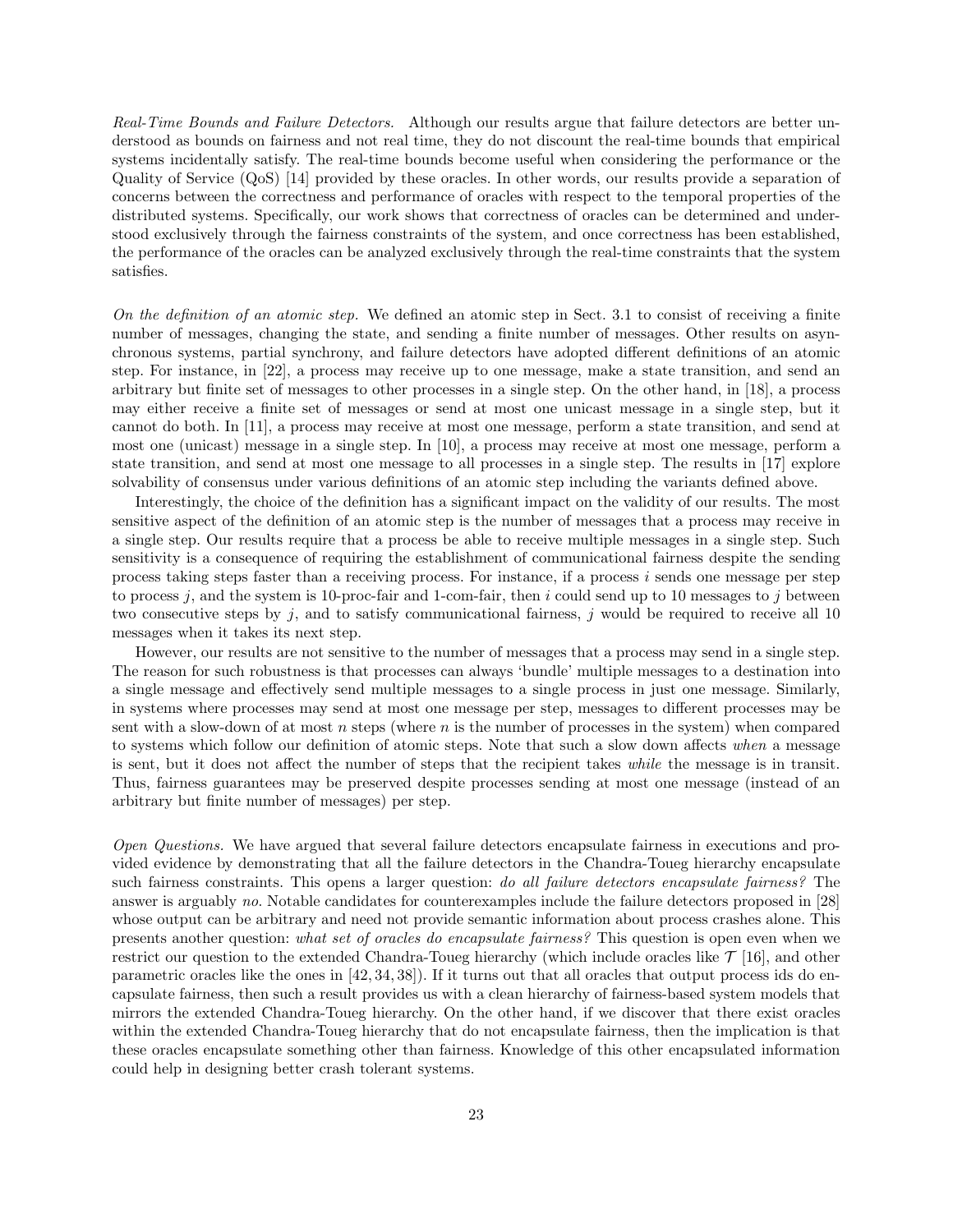*Real-Time Bounds and Failure Detectors.* Although our results argue that failure detectors are better understood as bounds on fairness and not real time, they do not discount the real-time bounds that empirical systems incidentally satisfy. The real-time bounds become useful when considering the performance or the Quality of Service (QoS) [14] provided by these oracles. In other words, our results provide a separation of concerns between the correctness and performance of oracles with respect to the temporal properties of the distributed systems. Specifically, our work shows that correctness of oracles can be determined and understood exclusively through the fairness constraints of the system, and once correctness has been established, the performance of the oracles can be analyzed exclusively through the real-time constraints that the system satisfies.

*On the definition of an atomic step.* We defined an atomic step in Sect. 3.1 to consist of receiving a finite number of messages, changing the state, and sending a finite number of messages. Other results on asynchronous systems, partial synchrony, and failure detectors have adopted different definitions of an atomic step. For instance, in [22], a process may receive up to one message, make a state transition, and send an arbitrary but finite set of messages to other processes in a single step. On the other hand, in [18], a process may either receive a finite set of messages or send at most one unicast message in a single step, but it cannot do both. In [11], a process may receive at most one message, perform a state transition, and send at most one (unicast) message in a single step. In [10], a process may receive at most one message, perform a state transition, and send at most one message to all processes in a single step. The results in [17] explore solvability of consensus under various definitions of an atomic step including the variants defined above.

Interestingly, the choice of the definition has a significant impact on the validity of our results. The most sensitive aspect of the definition of an atomic step is the number of messages that a process may receive in a single step. Our results require that a process be able to receive multiple messages in a single step. Such sensitivity is a consequence of requiring the establishment of communicational fairness despite the sending process taking steps faster than a receiving process. For instance, if a process $i$ sends one message per step to process $j$, and the system is 10-proc-fair and 1-com-fair, then $i$ could send up to 10 messages to $j$ between two consecutive steps by $j$, and to satisfy communicational fairness, $j$ would be required to receive all 10 messages when it takes its next step.

However, our results are not sensitive to the number of messages that a process may send in a single step. The reason for such robustness is that processes can always 'bundle' multiple messages to a destination into a single message and effectively send multiple messages to a single process in just one message. Similarly, in systems where processes may send at most one message per step, messages to different processes may be sent with a slow-down of at most $n$ steps (where $n$ is the number of processes in the system) when compared to systems which follow our definition of atomic steps. Note that such a slow down affects *when* a message is sent, but it does not affect the number of steps that the recipient takes *while* the message is in transit. Thus, fairness guarantees may be preserved despite processes sending at most one message (instead of an arbitrary but finite number of messages) per step.

*Open Questions.* We have argued that several failure detectors encapsulate fairness in executions and provided evidence by demonstrating that all the failure detectors in the Chandra-Toueg hierarchy encapsulate such fairness constraints. This opens a larger question: *do all failure detectors encapsulate fairness?* The answer is arguably *no*. Notable candidates for counterexamples include the failure detectors proposed in [28] whose output can be arbitrary and need not provide semantic information about process crashes alone. This presents another question: *what set of oracles do encapsulate fairness?* This question is open even when we restrict our question to the extended Chandra-Toueg hierarchy (which include oracles like $\mathcal{T}$ [16], and other parametric oracles like the ones in [42, 34, 38]). If it turns out that all oracles that output process ids do encapsulate fairness, then such a result provides us with a clean hierarchy of fairness-based system models that mirrors the extended Chandra-Toueg hierarchy. On the other hand, if we discover that there exist oracles within the extended Chandra-Toueg hierarchy that do not encapsulate fairness, then the implication is that these oracles encapsulate something other than fairness. Knowledge of this other encapsulated information could help in designing better crash tolerant systems.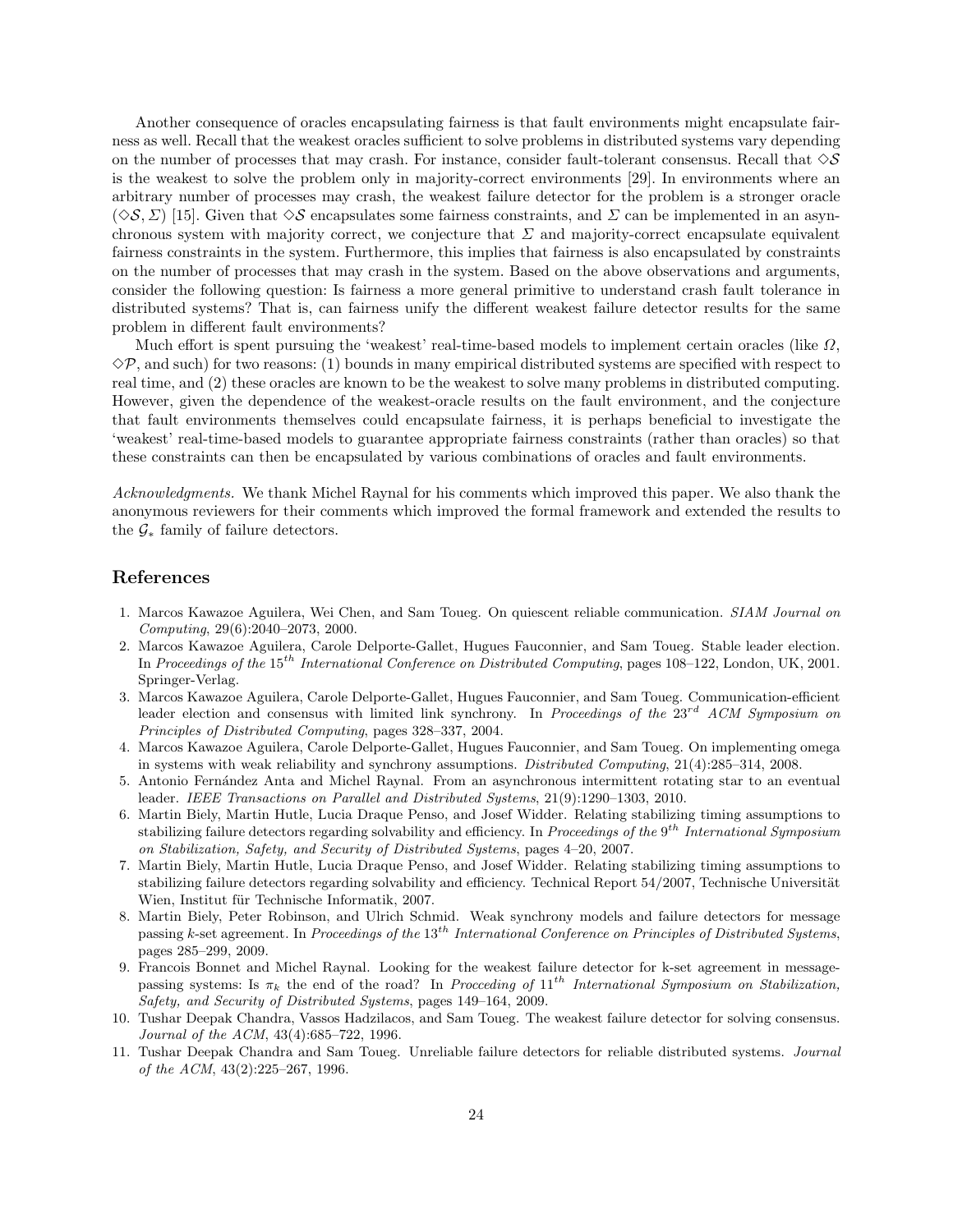Another consequence of oracles encapsulating fairness is that fault environments might encapsulate fairness as well. Recall that the weakest oracles sufficient to solve problems in distributed systems vary depending on the number of processes that may crash. For instance, consider fault-tolerant consensus. Recall that $\diamond\mathcal{S}$ is the weakest to solve the problem only in majority-correct environments [29]. In environments where an arbitrary number of processes may crash, the weakest failure detector for the problem is a stronger oracle $(\diamond\mathcal{S}, \Sigma)$ [15]. Given that $\diamond\mathcal{S}$ encapsulates some fairness constraints, and $\Sigma$ can be implemented in an asynchronous system with majority correct, we conjecture that $\Sigma$ and majority-correct encapsulate equivalent fairness constraints in the system. Furthermore, this implies that fairness is also encapsulated by constraints on the number of processes that may crash in the system. Based on the above observations and arguments, consider the following question: Is fairness a more general primitive to understand crash fault tolerance in distributed systems? That is, can fairness unify the different weakest failure detector results for the same problem in different fault environments?

Much effort is spent pursuing the 'weakest' real-time-based models to implement certain oracles (like $\Omega$, $\diamond\mathcal{P}$, and such) for two reasons: (1) bounds in many empirical distributed systems are specified with respect to real time, and (2) these oracles are known to be the weakest to solve many problems in distributed computing. However, given the dependence of the weakest-oracle results on the fault environment, and the conjecture that fault environments themselves could encapsulate fairness, it is perhaps beneficial to investigate the 'weakest' real-time-based models to guarantee appropriate fairness constraints (rather than oracles) so that these constraints can then be encapsulated by various combinations of oracles and fault environments.

*Acknowledgments.* We thank Michel Raynal for his comments which improved this paper. We also thank the anonymous reviewers for their comments which improved the formal framework and extended the results to the $\mathcal{G}_*$ family of failure detectors.

## References

1. Marcos Kawazoe Aguilera, Wei Chen, and Sam Toueg. On quiescent reliable communication. *SIAM Journal on Computing*, 29(6):2040–2073, 2000.
2. Marcos Kawazoe Aguilera, Carole Delporte-Gallet, Hugues Fauconnier, and Sam Toueg. Stable leader election. In *Proceedings of the* $15^{th}$ *International Conference on Distributed Computing*, pages 108–122, London, UK, 2001. Springer-Verlag.
3. Marcos Kawazoe Aguilera, Carole Delporte-Gallet, Hugues Fauconnier, and Sam Toueg. Communication-efficient leader election and consensus with limited link synchrony. In *Proceedings of the* $23^{rd}$ *ACM Symposium on Principles of Distributed Computing*, pages 328–337, 2004.
4. Marcos Kawazoe Aguilera, Carole Delporte-Gallet, Hugues Fauconnier, and Sam Toueg. On implementing omega in systems with weak reliability and synchrony assumptions. *Distributed Computing*, 21(4):285–314, 2008.
5. Antonio Fernández Anta and Michel Raynal. From an asynchronous intermittent rotating star to an eventual leader. *IEEE Transactions on Parallel and Distributed Systems*, 21(9):1290–1303, 2010.
6. Martin Biely, Martin Hutle, Lucia Draque Penso, and Josef Widder. Relating stabilizing timing assumptions to stabilizing failure detectors regarding solvability and efficiency. In *Proceedings of the* $9^{th}$ *International Symposium on Stabilization, Safety, and Security of Distributed Systems*, pages 4–20, 2007.
7. Martin Biely, Martin Hutle, Lucia Draque Penso, and Josef Widder. Relating stabilizing timing assumptions to stabilizing failure detectors regarding solvability and efficiency. Technical Report 54/2007, Technische Universität Wien, Institut für Technische Informatik, 2007.
8. Martin Biely, Peter Robinson, and Ulrich Schmid. Weak synchrony models and failure detectors for message passing $k$-set agreement. In *Proceedings of the* $13^{th}$ *International Conference on Principles of Distributed Systems*, pages 285–299, 2009.
9. Francois Bonnet and Michel Raynal. Looking for the weakest failure detector for k-set agreement in message-passing systems: Is $\pi_k$ the end of the road? In *Procceding of* $11^{th}$ *International Symposium on Stabilization, Safety, and Security of Distributed Systems*, pages 149–164, 2009.
10. Tushar Deepak Chandra, Vassos Hadzilacos, and Sam Toueg. The weakest failure detector for solving consensus. *Journal of the ACM*, 43(4):685–722, 1996.
11. Tushar Deepak Chandra and Sam Toueg. Unreliable failure detectors for reliable distributed systems. *Journal of the ACM*, 43(2):225–267, 1996.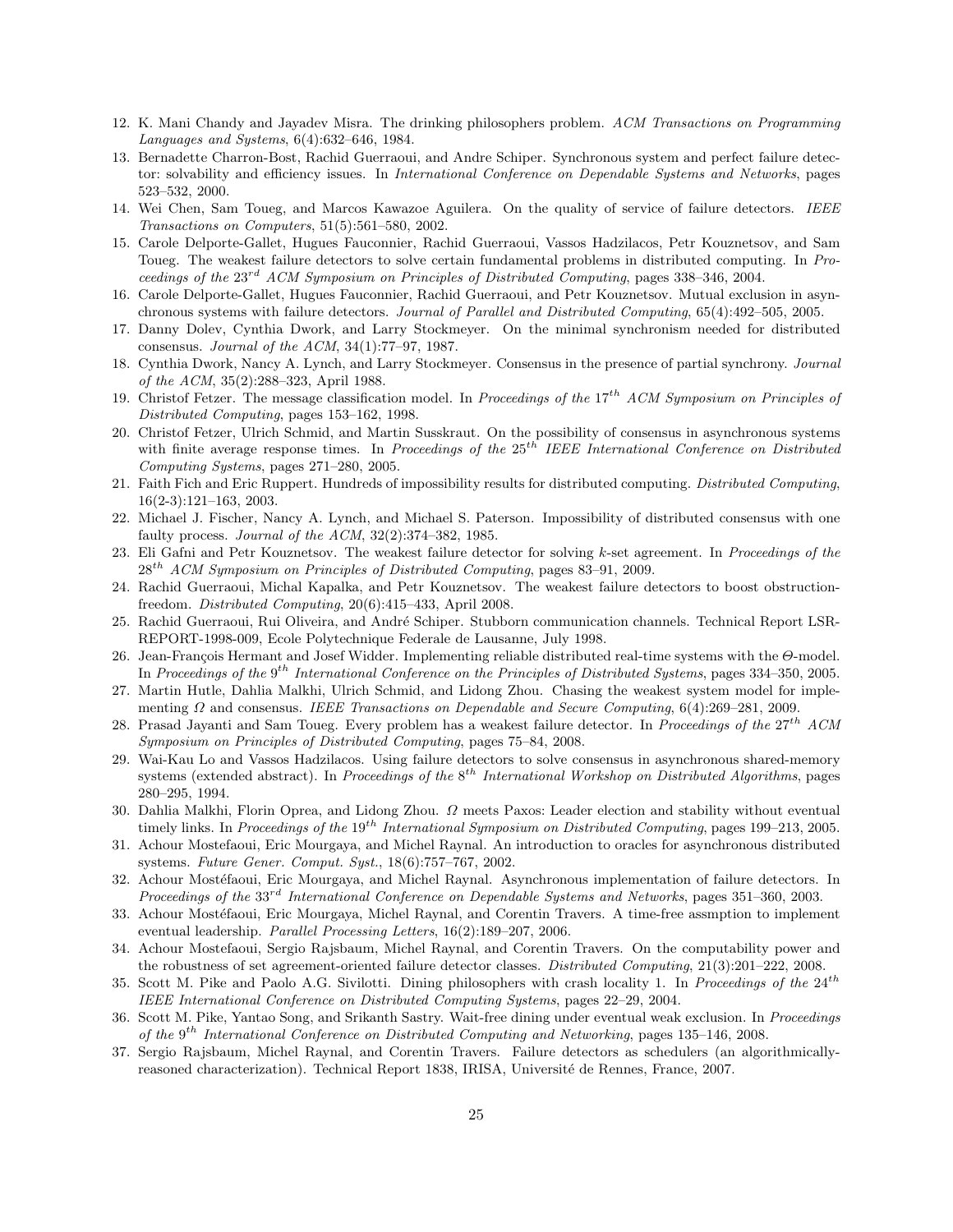12. K. Mani Chandy and Jayadev Misra. The drinking philosophers problem. *ACM Transactions on Programming Languages and Systems*, 6(4):632–646, 1984.
13. Bernadette Charron-Bost, Rachid Guerraoui, and Andre Schiper. Synchronous system and perfect failure detector: solvability and efficiency issues. In *International Conference on Dependable Systems and Networks*, pages 523–532, 2000.
14. Wei Chen, Sam Toueg, and Marcos Kawazoe Aguilera. On the quality of service of failure detectors. *IEEE Transactions on Computers*, 51(5):561–580, 2002.
15. Carole Delporte-Gallet, Hugues Fauconnier, Rachid Guerraoui, Vassos Hadzilacos, Petr Kouznetsov, and Sam Toueg. The weakest failure detectors to solve certain fundamental problems in distributed computing. In *Proceedings of the* $23^{rd}$ *ACM Symposium on Principles of Distributed Computing*, pages 338–346, 2004.
16. Carole Delporte-Gallet, Hugues Fauconnier, Rachid Guerraoui, and Petr Kouznetsov. Mutual exclusion in asynchronous systems with failure detectors. *Journal of Parallel and Distributed Computing*, 65(4):492–505, 2005.
17. Danny Dolev, Cynthia Dwork, and Larry Stockmeyer. On the minimal synchronism needed for distributed consensus. *Journal of the ACM*, 34(1):77–97, 1987.
18. Cynthia Dwork, Nancy A. Lynch, and Larry Stockmeyer. Consensus in the presence of partial synchrony. *Journal of the ACM*, 35(2):288–323, April 1988.
19. Christof Fetzer. The message classification model. In *Proceedings of the* $17^{th}$ *ACM Symposium on Principles of Distributed Computing*, pages 153–162, 1998.
20. Christof Fetzer, Ulrich Schmid, and Martin Susskraut. On the possibility of consensus in asynchronous systems with finite average response times. In *Proceedings of the* $25^{th}$ *IEEE International Conference on Distributed Computing Systems*, pages 271–280, 2005.
21. Faith Fich and Eric Ruppert. Hundreds of impossibility results for distributed computing. *Distributed Computing*, 16(2-3):121–163, 2003.
22. Michael J. Fischer, Nancy A. Lynch, and Michael S. Paterson. Impossibility of distributed consensus with one faulty process. *Journal of the ACM*, 32(2):374–382, 1985.
23. Eli Gafni and Petr Kouznetsov. The weakest failure detector for solving $k$-set agreement. In *Proceedings of the* $28^{th}$ *ACM Symposium on Principles of Distributed Computing*, pages 83–91, 2009.
24. Rachid Guerraoui, Michal Kapalka, and Petr Kouznetsov. The weakest failure detectors to boost obstruction-freedom. *Distributed Computing*, 20(6):415–433, April 2008.
25. Rachid Guerraoui, Rui Oliveira, and André Schiper. Stubborn communication channels. Technical Report LSR-REPORT-1998-009, Ecole Polytechnique Federale de Lausanne, July 1998.
26. Jean-François Hermant and Josef Widder. Implementing reliable distributed real-time systems with the $\Theta$-model. In *Proceedings of the* $9^{th}$ *International Conference on the Principles of Distributed Systems*, pages 334–350, 2005.
27. Martin Hutle, Dahlia Malkhi, Ulrich Schmid, and Lidong Zhou. Chasing the weakest system model for implementing $\Omega$ and consensus. *IEEE Transactions on Dependable and Secure Computing*, 6(4):269–281, 2009.
28. Prasad Jayanti and Sam Toueg. Every problem has a weakest failure detector. In *Proceedings of the* $27^{th}$ *ACM Symposium on Principles of Distributed Computing*, pages 75–84, 2008.
29. Wai-Kau Lo and Vassos Hadzilacos. Using failure detectors to solve consensus in asynchronous shared-memory systems (extended abstract). In *Proceedings of the* $8^{th}$ *International Workshop on Distributed Algorithms*, pages 280–295, 1994.
30. Dahlia Malkhi, Florin Oprea, and Lidong Zhou. $\Omega$ meets Paxos: Leader election and stability without eventual timely links. In *Proceedings of the* $19^{th}$ *International Symposium on Distributed Computing*, pages 199–213, 2005.
31. Achour Mostefaoui, Eric Mourgaya, and Michel Raynal. An introduction to oracles for asynchronous distributed systems. *Future Gener. Comput. Syst.*, 18(6):757–767, 2002.
32. Achour Mostéfaoui, Eric Mourgaya, and Michel Raynal. Asynchronous implementation of failure detectors. In *Proceedings of the* $33^{rd}$ *International Conference on Dependable Systems and Networks*, pages 351–360, 2003.
33. Achour Mostéfaoui, Eric Mourgaya, Michel Raynal, and Corentin Travers. A time-free assmption to implement eventual leadership. *Parallel Processing Letters*, 16(2):189–207, 2006.
34. Achour Mostefaoui, Sergio Rajsbaum, Michel Raynal, and Corentin Travers. On the computability power and the robustness of set agreement-oriented failure detector classes. *Distributed Computing*, 21(3):201–222, 2008.
35. Scott M. Pike and Paolo A.G. Sivilotti. Dining philosophers with crash locality 1. In *Proceedings of the* $24^{th}$ *IEEE International Conference on Distributed Computing Systems*, pages 22–29, 2004.
36. Scott M. Pike, Yantao Song, and Srikanth Sastry. Wait-free dining under eventual weak exclusion. In *Proceedings of the* $9^{th}$ *International Conference on Distributed Computing and Networking*, pages 135–146, 2008.
37. Sergio Rajsbaum, Michel Raynal, and Corentin Travers. Failure detectors as schedulers (an algorithmically-reasoned characterization). Technical Report 1838, IRISA, Université de Rennes, France, 2007.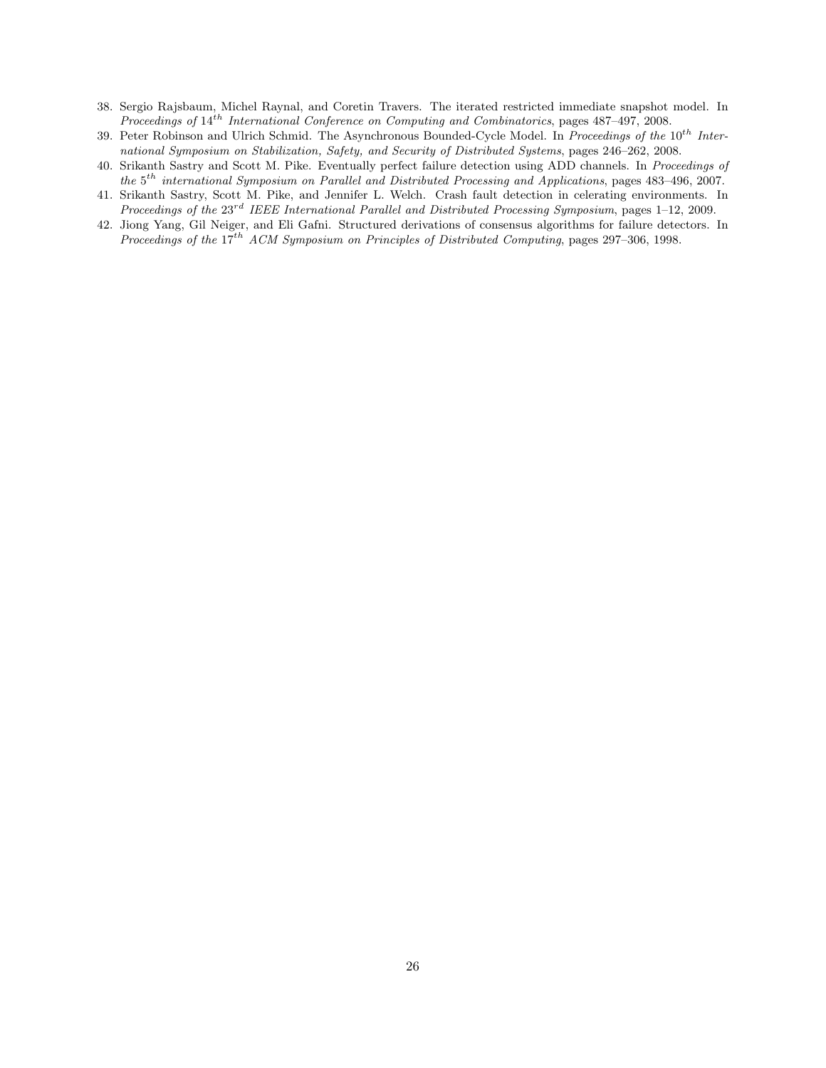38. Sergio Rajsbaum, Michel Raynal, and Coretin Travers. The iterated restricted immediate snapshot model. In *Proceedings of* $14^{th}$ *International Conference on Computing and Combinatorics*, pages 487–497, 2008.
39. Peter Robinson and Ulrich Schmid. The Asynchronous Bounded-Cycle Model. In *Proceedings of the* $10^{th}$ *International Symposium on Stabilization, Safety, and Security of Distributed Systems*, pages 246–262, 2008.
40. Srikanth Sastry and Scott M. Pike. Eventually perfect failure detection using ADD channels. In *Proceedings of the* $5^{th}$ *international Symposium on Parallel and Distributed Processing and Applications*, pages 483–496, 2007.
41. Srikanth Sastry, Scott M. Pike, and Jennifer L. Welch. Crash fault detection in celerating environments. In *Proceedings of the* $23^{rd}$ *IEEE International Parallel and Distributed Processing Symposium*, pages 1–12, 2009.
42. Jiong Yang, Gil Neiger, and Eli Gafni. Structured derivations of consensus algorithms for failure detectors. In *Proceedings of the* $17^{th}$ *ACM Symposium on Principles of Distributed Computing*, pages 297–306, 1998.